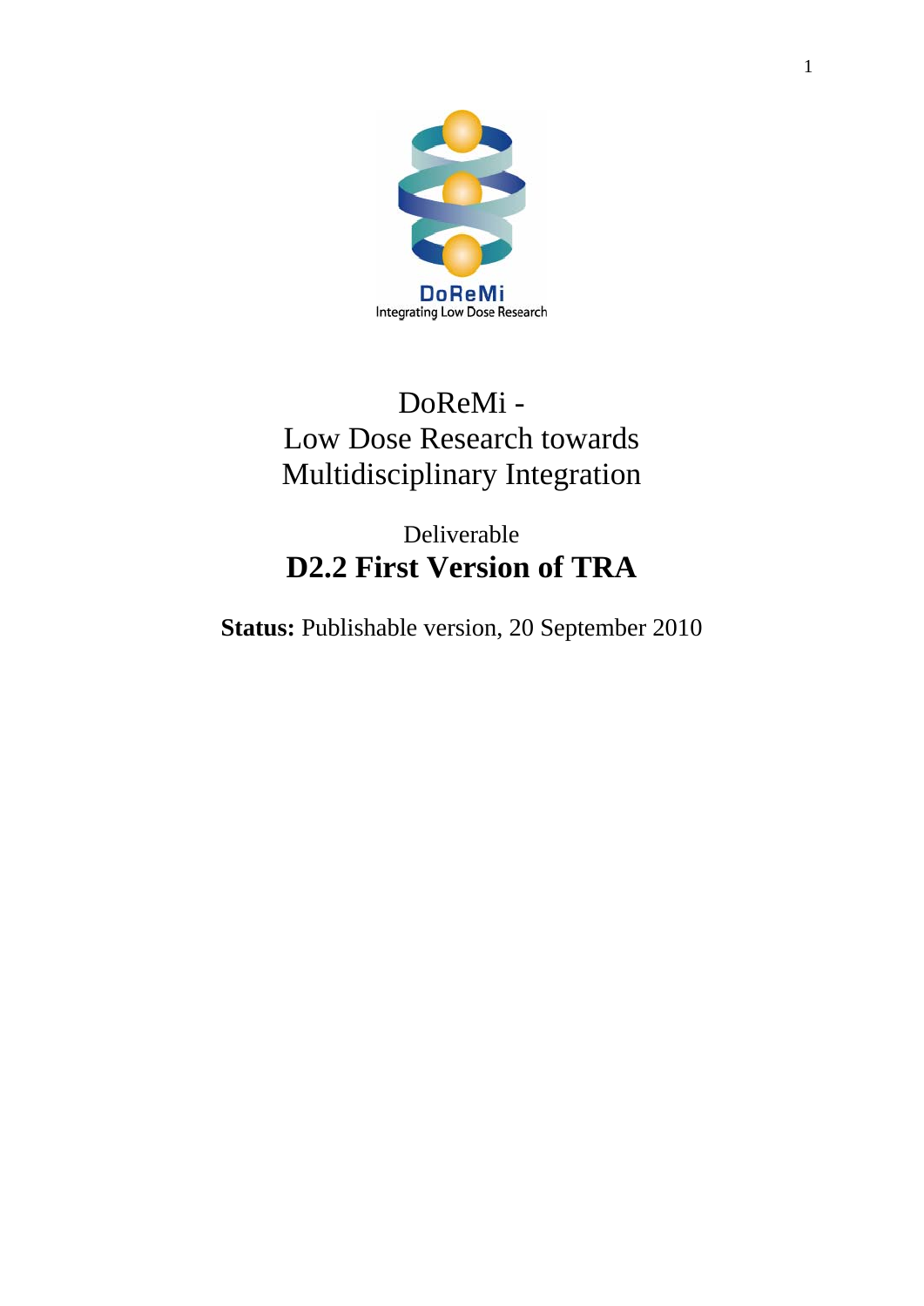DoReMi
Integrating Low Dose Research

# DoReMi - Low Dose Research towards Multidisciplinary Integration

Deliverable

## D2.2 First Version of TRA

**Status:** Publishable version, 20 September 2010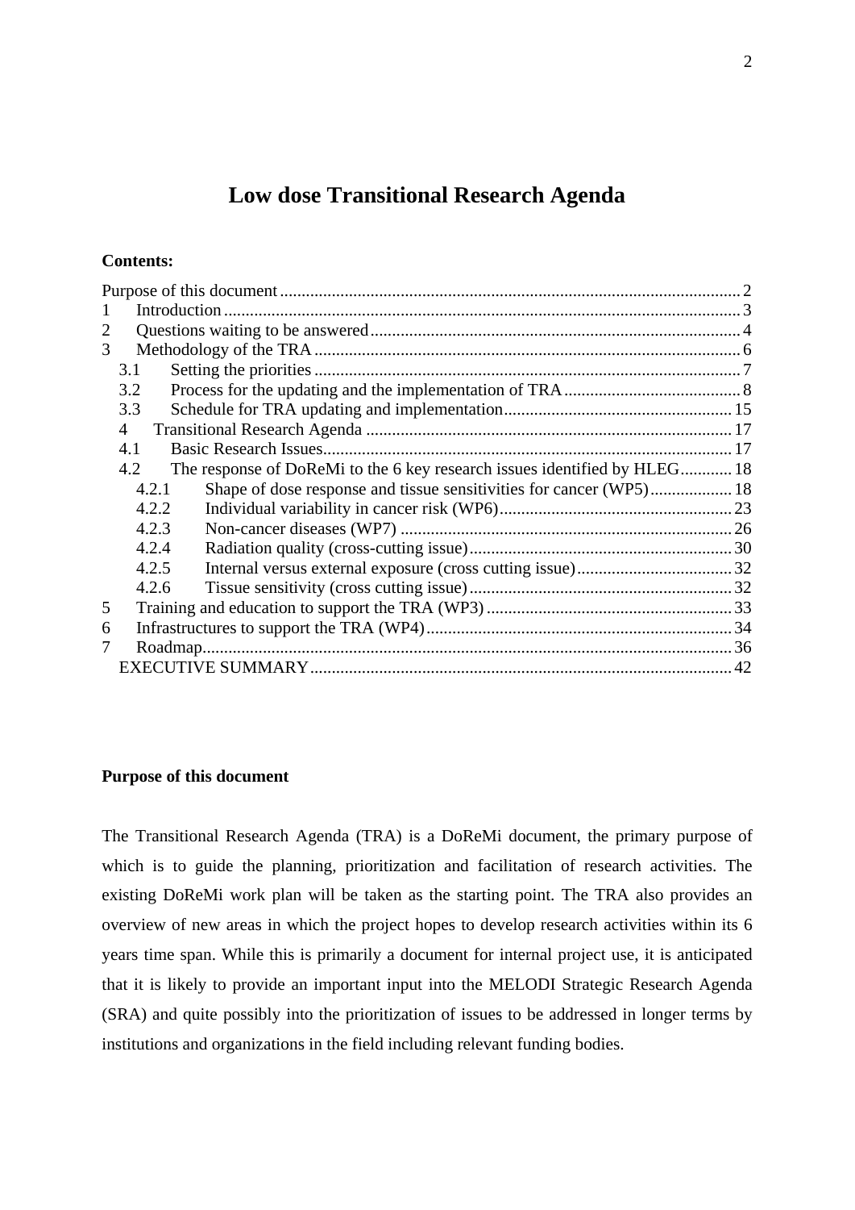# Low dose Transitional Research Agenda

**Contents:**

Purpose of this document .......... 2
1 Introduction .......... 3
2 Questions waiting to be answered .......... 4
3 Methodology of the TRA .......... 6
- 3.1 Setting the priorities .......... 7
- 3.2 Process for the updating and the implementation of TRA .......... 8
- 3.3 Schedule for TRA updating and implementation .......... 15
- 4 Transitional Research Agenda .......... 17
- 4.1 Basic Research Issues .......... 17
- 4.2 The response of DoReMi to the 6 key research issues identified by HLEG .......... 18
  - 4.2.1 Shape of dose response and tissue sensitivities for cancer (WP5) .......... 18
  - 4.2.2 Individual variability in cancer risk (WP6) .......... 23
  - 4.2.3 Non-cancer diseases (WP7) .......... 26
  - 4.2.4 Radiation quality (cross-cutting issue) .......... 30
  - 4.2.5 Internal versus external exposure (cross cutting issue) .......... 32
  - 4.2.6 Tissue sensitivity (cross cutting issue) .......... 32

5 Training and education to support the TRA (WP3) .......... 33
6 Infrastructures to support the TRA (WP4) .......... 34
7 Roadmap .......... 36
EXECUTIVE SUMMARY .......... 42

**Purpose of this document**

The Transitional Research Agenda (TRA) is a DoReMi document, the primary purpose of which is to guide the planning, prioritization and facilitation of research activities. The existing DoReMi work plan will be taken as the starting point. The TRA also provides an overview of new areas in which the project hopes to develop research activities within its 6 years time span. While this is primarily a document for internal project use, it is anticipated that it is likely to provide an important input into the MELODI Strategic Research Agenda (SRA) and quite possibly into the prioritization of issues to be addressed in longer terms by institutions and organizations in the field including relevant funding bodies.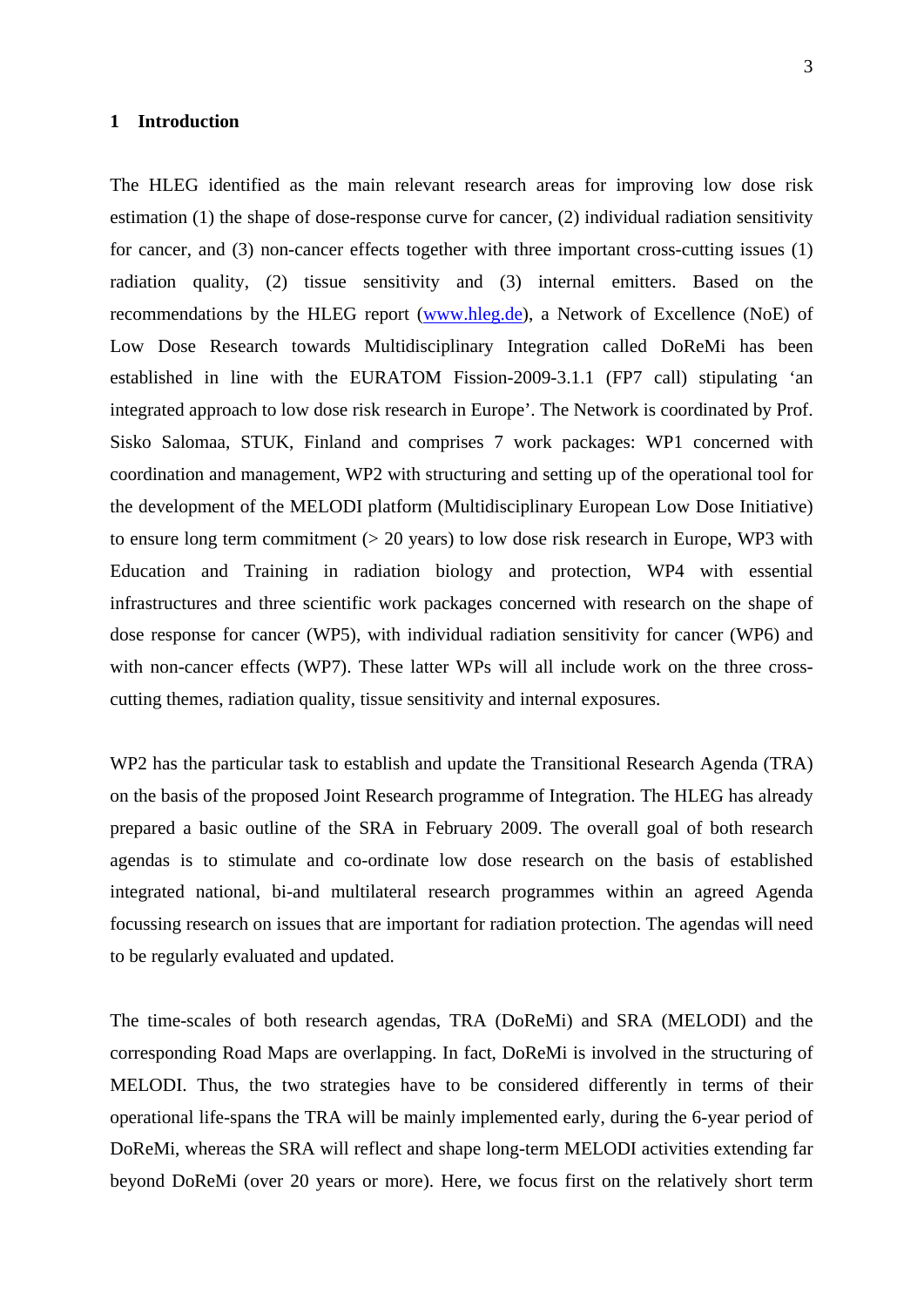# 1 Introduction

The HLEG identified as the main relevant research areas for improving low dose risk estimation (1) the shape of dose-response curve for cancer, (2) individual radiation sensitivity for cancer, and (3) non-cancer effects together with three important cross-cutting issues (1) radiation quality, (2) tissue sensitivity and (3) internal emitters. Based on the recommendations by the HLEG report ([www.hleg.de](http://www.hleg.de)), a Network of Excellence (NoE) of Low Dose Research towards Multidisciplinary Integration called DoReMi has been established in line with the EURATOM Fission-2009-3.1.1 (FP7 call) stipulating 'an integrated approach to low dose risk research in Europe'. The Network is coordinated by Prof. Sisko Salomaa, STUK, Finland and comprises 7 work packages: WP1 concerned with coordination and management, WP2 with structuring and setting up of the operational tool for the development of the MELODI platform (Multidisciplinary European Low Dose Initiative) to ensure long term commitment (> 20 years) to low dose risk research in Europe, WP3 with Education and Training in radiation biology and protection, WP4 with essential infrastructures and three scientific work packages concerned with research on the shape of dose response for cancer (WP5), with individual radiation sensitivity for cancer (WP6) and with non-cancer effects (WP7). These latter WPs will all include work on the three cross-cutting themes, radiation quality, tissue sensitivity and internal exposures.

WP2 has the particular task to establish and update the Transitional Research Agenda (TRA) on the basis of the proposed Joint Research programme of Integration. The HLEG has already prepared a basic outline of the SRA in February 2009. The overall goal of both research agendas is to stimulate and co-ordinate low dose research on the basis of established integrated national, bi-and multilateral research programmes within an agreed Agenda focussing research on issues that are important for radiation protection. The agendas will need to be regularly evaluated and updated.

The time-scales of both research agendas, TRA (DoReMi) and SRA (MELODI) and the corresponding Road Maps are overlapping. In fact, DoReMi is involved in the structuring of MELODI. Thus, the two strategies have to be considered differently in terms of their operational life-spans the TRA will be mainly implemented early, during the 6-year period of DoReMi, whereas the SRA will reflect and shape long-term MELODI activities extending far beyond DoReMi (over 20 years or more). Here, we focus first on the relatively short term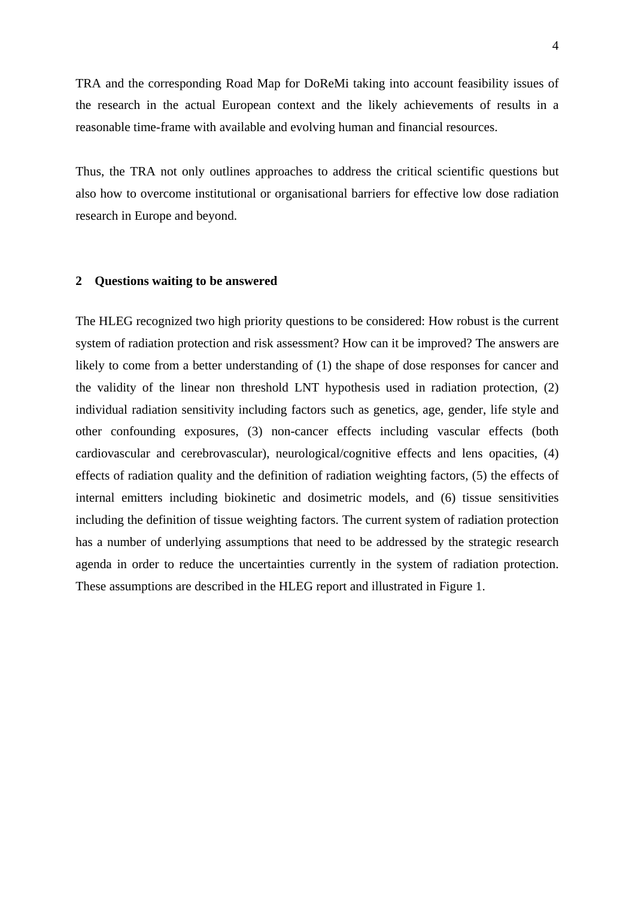TRA and the corresponding Road Map for DoReMi taking into account feasibility issues of the research in the actual European context and the likely achievements of results in a reasonable time-frame with available and evolving human and financial resources.

Thus, the TRA not only outlines approaches to address the critical scientific questions but also how to overcome institutional or organisational barriers for effective low dose radiation research in Europe and beyond.

## 2 Questions waiting to be answered

The HLEG recognized two high priority questions to be considered: How robust is the current system of radiation protection and risk assessment? How can it be improved? The answers are likely to come from a better understanding of (1) the shape of dose responses for cancer and the validity of the linear non threshold LNT hypothesis used in radiation protection, (2) individual radiation sensitivity including factors such as genetics, age, gender, life style and other confounding exposures, (3) non-cancer effects including vascular effects (both cardiovascular and cerebrovascular), neurological/cognitive effects and lens opacities, (4) effects of radiation quality and the definition of radiation weighting factors, (5) the effects of internal emitters including biokinetic and dosimetric models, and (6) tissue sensitivities including the definition of tissue weighting factors. The current system of radiation protection has a number of underlying assumptions that need to be addressed by the strategic research agenda in order to reduce the uncertainties currently in the system of radiation protection. These assumptions are described in the HLEG report and illustrated in Figure 1.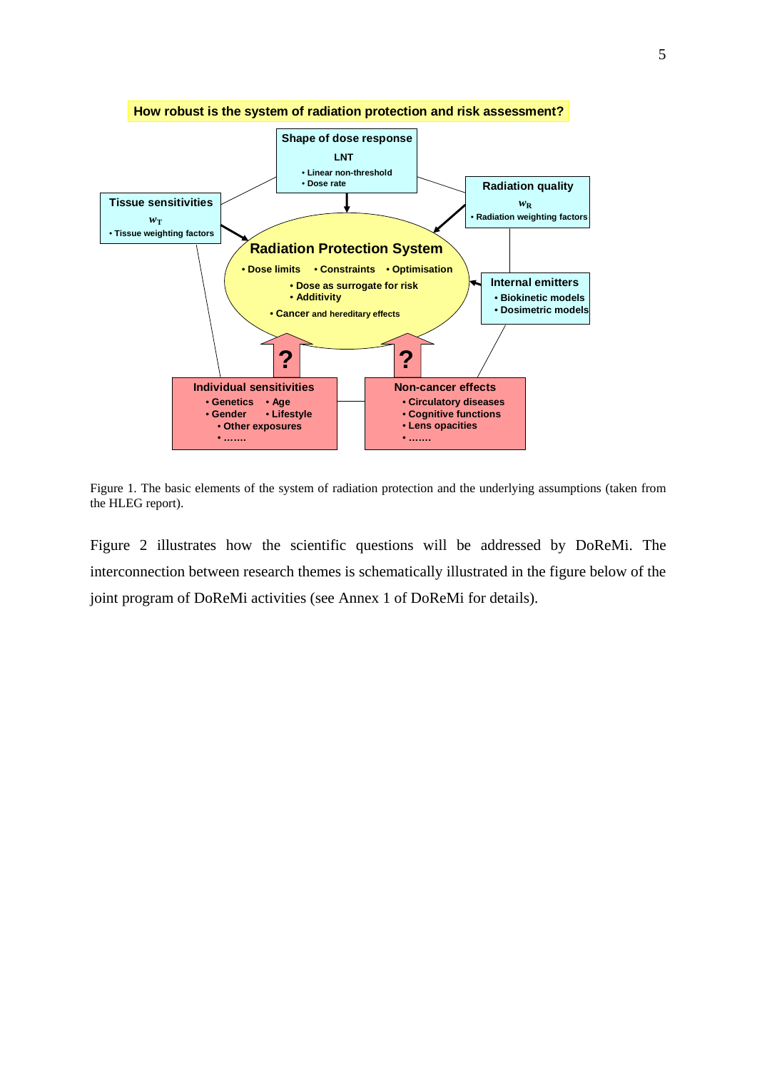**How robust is the system of radiation protection and risk assessment?**

**Shape of dose response**

LNT

- Linear non-threshold
- Dose rate

**Tissue sensitivities**

$w_T$

- Tissue weighting factors

**Radiation quality**

$w_R$

- Radiation weighting factors

**Radiation Protection System**

- Dose limits
- Constraints
- Optimisation
- Dose as surrogate for risk
- Additivity
- Cancer and hereditary effects

**Internal emitters**

- Biokinetic models
- Dosimetric models

?

?

**Individual sensitivities**

- Genetics
- Age
- Gender
- Lifestyle
- Other exposures
- …….

**Non-cancer effects**

- Circulatory diseases
- Cognitive functions
- Lens opacities
- …….

Figure 1. The basic elements of the system of radiation protection and the underlying assumptions (taken from the HLEG report).

Figure 2 illustrates how the scientific questions will be addressed by DoReMi. The interconnection between research themes is schematically illustrated in the figure below of the joint program of DoReMi activities (see Annex 1 of DoReMi for details).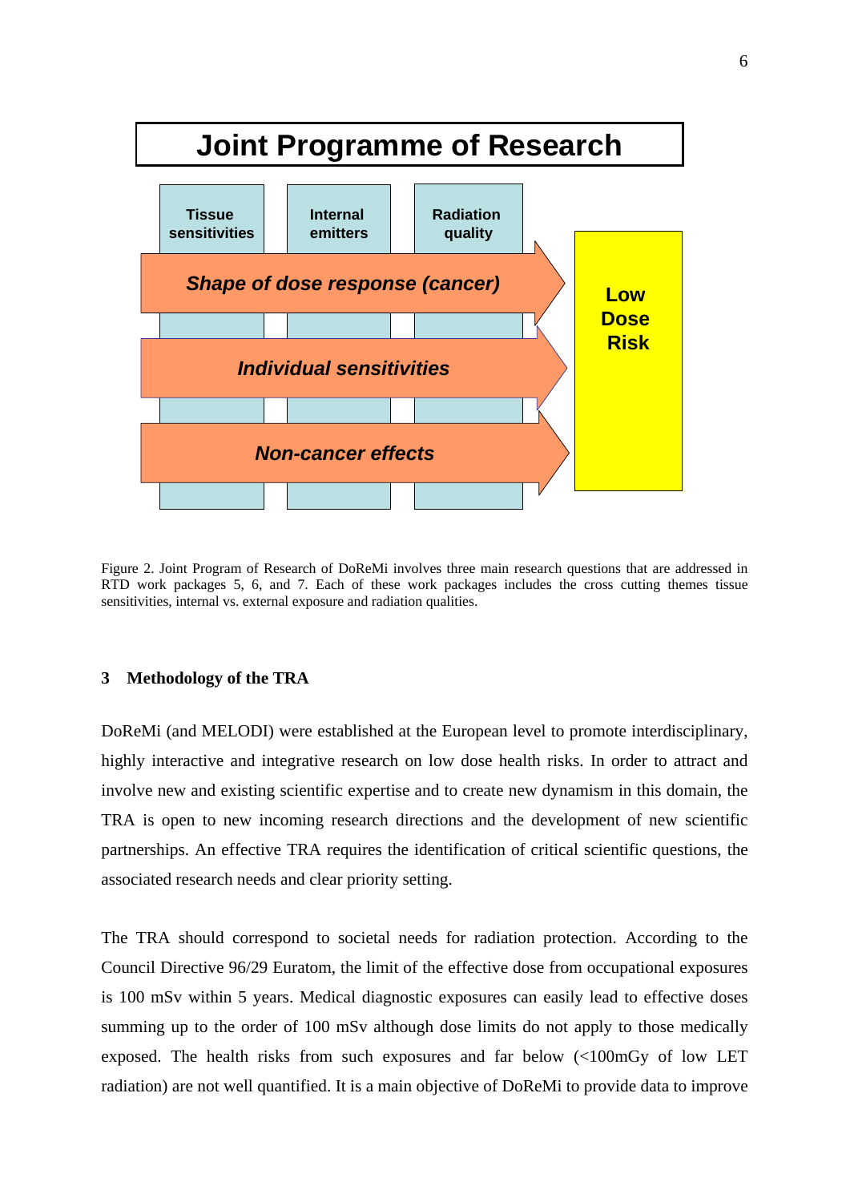Joint Programme of Research

Tissue sensitivities | Internal emitters | Radiation quality

*Shape of dose response (cancer)*

*Individual sensitivities*

*Non-cancer effects*

Low Dose Risk

Figure 2. Joint Program of Research of DoReMi involves three main research questions that are addressed in RTD work packages 5, 6, and 7. Each of these work packages includes the cross cutting themes tissue sensitivities, internal vs. external exposure and radiation qualities.

## 3 Methodology of the TRA

DoReMi (and MELODI) were established at the European level to promote interdisciplinary, highly interactive and integrative research on low dose health risks. In order to attract and involve new and existing scientific expertise and to create new dynamism in this domain, the TRA is open to new incoming research directions and the development of new scientific partnerships. An effective TRA requires the identification of critical scientific questions, the associated research needs and clear priority setting.

The TRA should correspond to societal needs for radiation protection. According to the Council Directive 96/29 Euratom, the limit of the effective dose from occupational exposures is 100 mSv within 5 years. Medical diagnostic exposures can easily lead to effective doses summing up to the order of 100 mSv although dose limits do not apply to those medically exposed. The health risks from such exposures and far below (<100mGy of low LET radiation) are not well quantified. It is a main objective of DoReMi to provide data to improve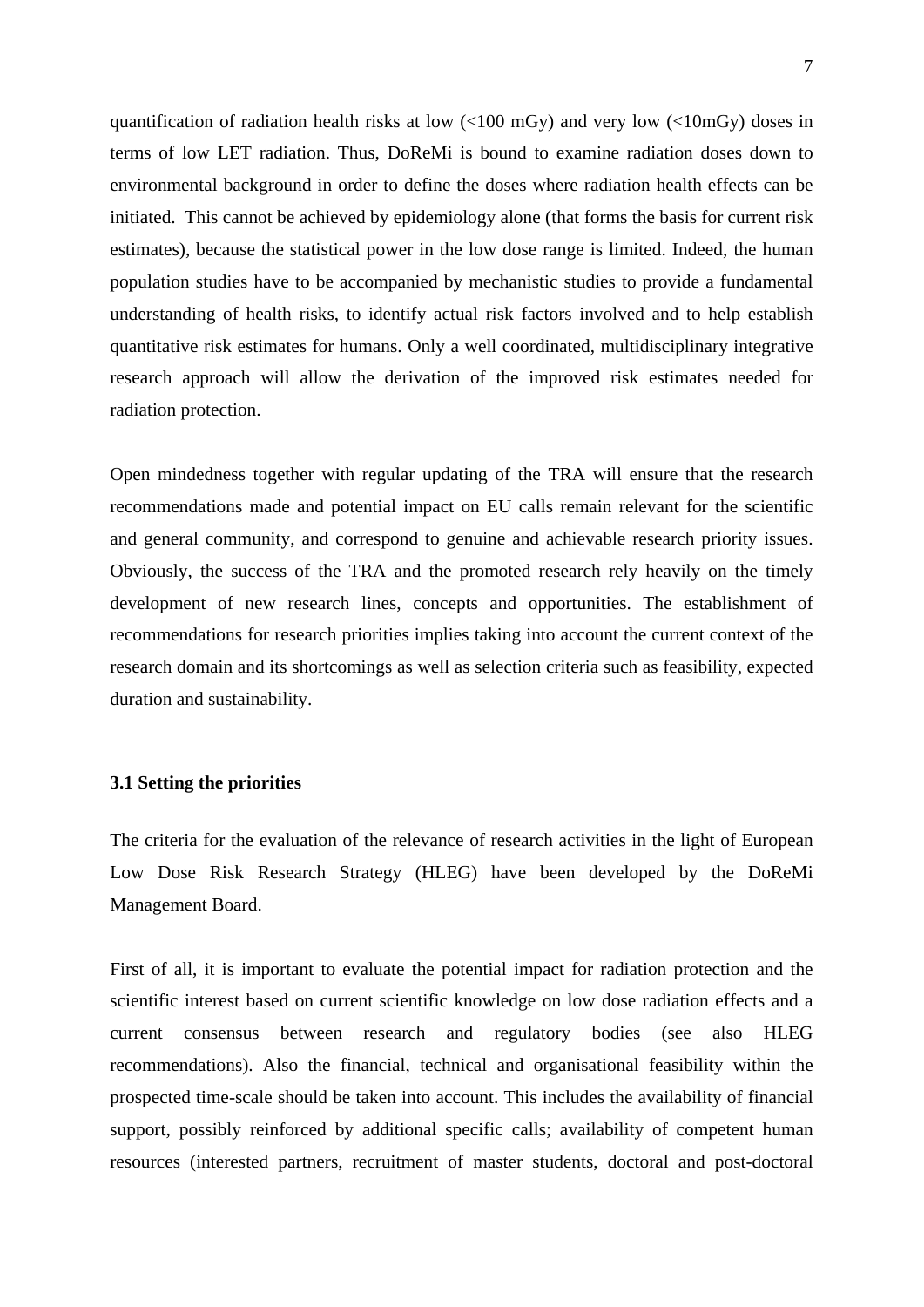quantification of radiation health risks at low (<100 mGy) and very low (<10mGy) doses in terms of low LET radiation. Thus, DoReMi is bound to examine radiation doses down to environmental background in order to define the doses where radiation health effects can be initiated. This cannot be achieved by epidemiology alone (that forms the basis for current risk estimates), because the statistical power in the low dose range is limited. Indeed, the human population studies have to be accompanied by mechanistic studies to provide a fundamental understanding of health risks, to identify actual risk factors involved and to help establish quantitative risk estimates for humans. Only a well coordinated, multidisciplinary integrative research approach will allow the derivation of the improved risk estimates needed for radiation protection.

Open mindedness together with regular updating of the TRA will ensure that the research recommendations made and potential impact on EU calls remain relevant for the scientific and general community, and correspond to genuine and achievable research priority issues. Obviously, the success of the TRA and the promoted research rely heavily on the timely development of new research lines, concepts and opportunities. The establishment of recommendations for research priorities implies taking into account the current context of the research domain and its shortcomings as well as selection criteria such as feasibility, expected duration and sustainability.

### 3.1 Setting the priorities

The criteria for the evaluation of the relevance of research activities in the light of European Low Dose Risk Research Strategy (HLEG) have been developed by the DoReMi Management Board.

First of all, it is important to evaluate the potential impact for radiation protection and the scientific interest based on current scientific knowledge on low dose radiation effects and a current consensus between research and regulatory bodies (see also HLEG recommendations). Also the financial, technical and organisational feasibility within the prospected time-scale should be taken into account. This includes the availability of financial support, possibly reinforced by additional specific calls; availability of competent human resources (interested partners, recruitment of master students, doctoral and post-doctoral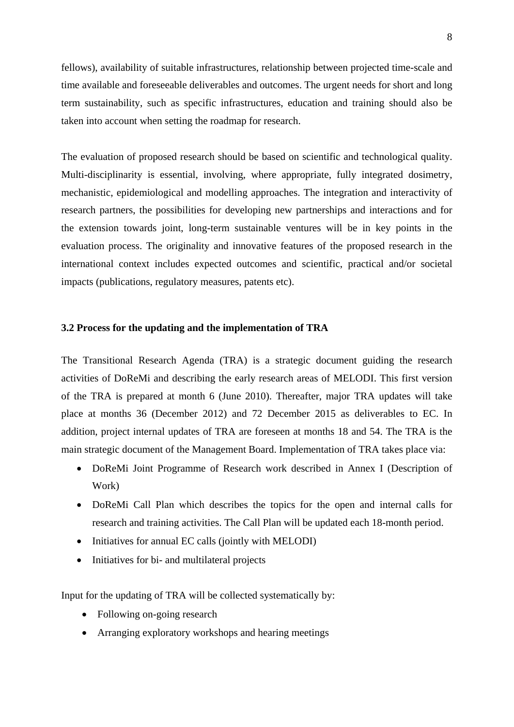fellows), availability of suitable infrastructures, relationship between projected time-scale and time available and foreseeable deliverables and outcomes. The urgent needs for short and long term sustainability, such as specific infrastructures, education and training should also be taken into account when setting the roadmap for research.

The evaluation of proposed research should be based on scientific and technological quality. Multi-disciplinarity is essential, involving, where appropriate, fully integrated dosimetry, mechanistic, epidemiological and modelling approaches. The integration and interactivity of research partners, the possibilities for developing new partnerships and interactions and for the extension towards joint, long-term sustainable ventures will be in key points in the evaluation process. The originality and innovative features of the proposed research in the international context includes expected outcomes and scientific, practical and/or societal impacts (publications, regulatory measures, patents etc).

### 3.2 Process for the updating and the implementation of TRA

The Transitional Research Agenda (TRA) is a strategic document guiding the research activities of DoReMi and describing the early research areas of MELODI. This first version of the TRA is prepared at month 6 (June 2010). Thereafter, major TRA updates will take place at months 36 (December 2012) and 72 December 2015 as deliverables to EC. In addition, project internal updates of TRA are foreseen at months 18 and 54. The TRA is the main strategic document of the Management Board. Implementation of TRA takes place via:

- DoReMi Joint Programme of Research work described in Annex I (Description of Work)
- DoReMi Call Plan which describes the topics for the open and internal calls for research and training activities. The Call Plan will be updated each 18-month period.
- Initiatives for annual EC calls (jointly with MELODI)
- Initiatives for bi- and multilateral projects

Input for the updating of TRA will be collected systematically by:

- Following on-going research
- Arranging exploratory workshops and hearing meetings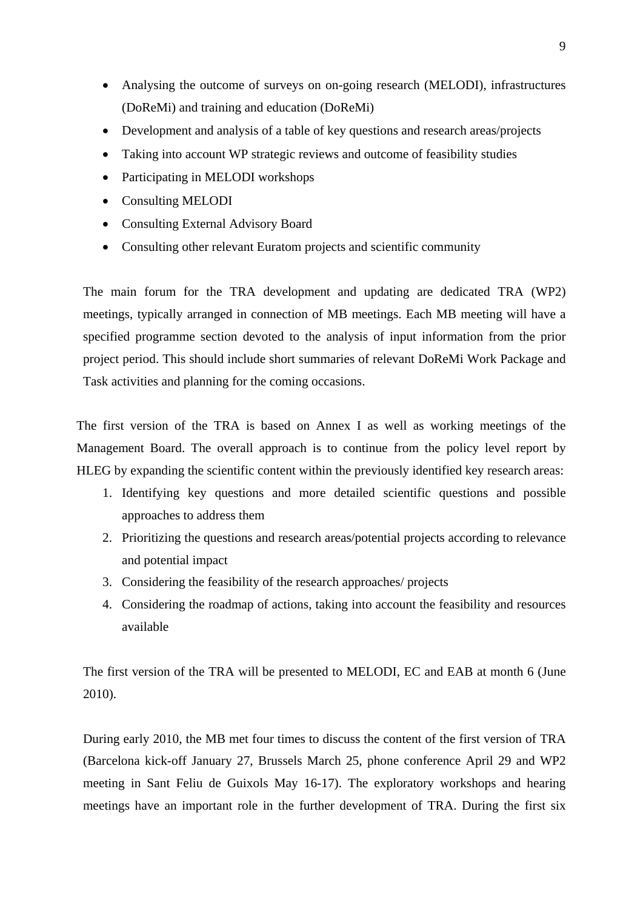- Analysing the outcome of surveys on on-going research (MELODI), infrastructures (DoReMi) and training and education (DoReMi)
- Development and analysis of a table of key questions and research areas/projects
- Taking into account WP strategic reviews and outcome of feasibility studies
- Participating in MELODI workshops
- Consulting MELODI
- Consulting External Advisory Board
- Consulting other relevant Euratom projects and scientific community

The main forum for the TRA development and updating are dedicated TRA (WP2) meetings, typically arranged in connection of MB meetings. Each MB meeting will have a specified programme section devoted to the analysis of input information from the prior project period. This should include short summaries of relevant DoReMi Work Package and Task activities and planning for the coming occasions.

The first version of the TRA is based on Annex I as well as working meetings of the Management Board. The overall approach is to continue from the policy level report by HLEG by expanding the scientific content within the previously identified key research areas:

1. Identifying key questions and more detailed scientific questions and possible approaches to address them
2. Prioritizing the questions and research areas/potential projects according to relevance and potential impact
3. Considering the feasibility of the research approaches/ projects
4. Considering the roadmap of actions, taking into account the feasibility and resources available

The first version of the TRA will be presented to MELODI, EC and EAB at month 6 (June 2010).

During early 2010, the MB met four times to discuss the content of the first version of TRA (Barcelona kick-off January 27, Brussels March 25, phone conference April 29 and WP2 meeting in Sant Feliu de Guixols May 16-17). The exploratory workshops and hearing meetings have an important role in the further development of TRA. During the first six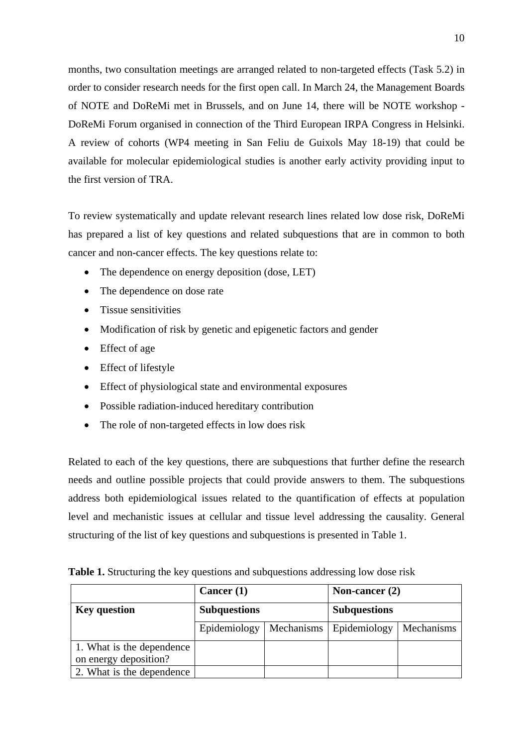months, two consultation meetings are arranged related to non-targeted effects (Task 5.2) in order to consider research needs for the first open call. In March 24, the Management Boards of NOTE and DoReMi met in Brussels, and on June 14, there will be NOTE workshop - DoReMi Forum organised in connection of the Third European IRPA Congress in Helsinki. A review of cohorts (WP4 meeting in San Feliu de Guixols May 18-19) that could be available for molecular epidemiological studies is another early activity providing input to the first version of TRA.

To review systematically and update relevant research lines related low dose risk, DoReMi has prepared a list of key questions and related subquestions that are in common to both cancer and non-cancer effects. The key questions relate to:

- The dependence on energy deposition (dose, LET)
- The dependence on dose rate
- Tissue sensitivities
- Modification of risk by genetic and epigenetic factors and gender
- Effect of age
- Effect of lifestyle
- Effect of physiological state and environmental exposures
- Possible radiation-induced hereditary contribution
- The role of non-targeted effects in low does risk

Related to each of the key questions, there are subquestions that further define the research needs and outline possible projects that could provide answers to them. The subquestions address both epidemiological issues related to the quantification of effects at population level and mechanistic issues at cellular and tissue level addressing the causality. General structuring of the list of key questions and subquestions is presented in Table 1.

**Table 1.** Structuring the key questions and subquestions addressing low dose risk

| | **Cancer (1)** | | **Non-cancer (2)** | |
|---|---|---|---|---|
| **Key question** | **Subquestions** | | **Subquestions** | |
| | Epidemiology | Mechanisms | Epidemiology | Mechanisms |
| 1. What is the dependence on energy deposition? | | | | |
| 2. What is the dependence | | | | |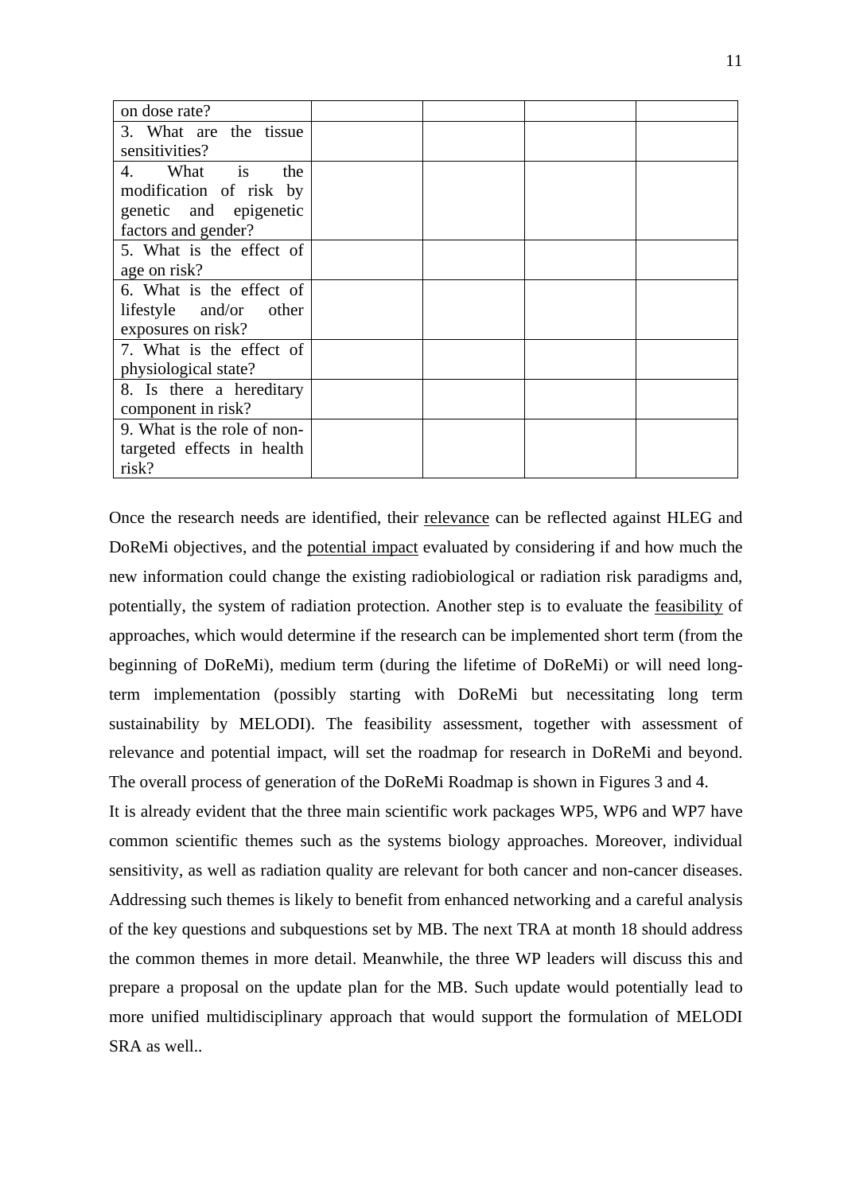| on dose rate? | | | | |
|---|---|---|---|---|
| 3. What are the tissue sensitivities? | | | | |
| 4. What is the modification of risk by genetic and epigenetic factors and gender? | | | | |
| 5. What is the effect of age on risk? | | | | |
| 6. What is the effect of lifestyle and/or other exposures on risk? | | | | |
| 7. What is the effect of physiological state? | | | | |
| 8. Is there a hereditary component in risk? | | | | |
| 9. What is the role of non-targeted effects in health risk? | | | | |

Once the research needs are identified, their relevance can be reflected against HLEG and DoReMi objectives, and the potential impact evaluated by considering if and how much the new information could change the existing radiobiological or radiation risk paradigms and, potentially, the system of radiation protection. Another step is to evaluate the feasibility of approaches, which would determine if the research can be implemented short term (from the beginning of DoReMi), medium term (during the lifetime of DoReMi) or will need long-term implementation (possibly starting with DoReMi but necessitating long term sustainability by MELODI). The feasibility assessment, together with assessment of relevance and potential impact, will set the roadmap for research in DoReMi and beyond. The overall process of generation of the DoReMi Roadmap is shown in Figures 3 and 4.

It is already evident that the three main scientific work packages WP5, WP6 and WP7 have common scientific themes such as the systems biology approaches. Moreover, individual sensitivity, as well as radiation quality are relevant for both cancer and non-cancer diseases. Addressing such themes is likely to benefit from enhanced networking and a careful analysis of the key questions and subquestions set by MB. The next TRA at month 18 should address the common themes in more detail. Meanwhile, the three WP leaders will discuss this and prepare a proposal on the update plan for the MB. Such update would potentially lead to more unified multidisciplinary approach that would support the formulation of MELODI SRA as well..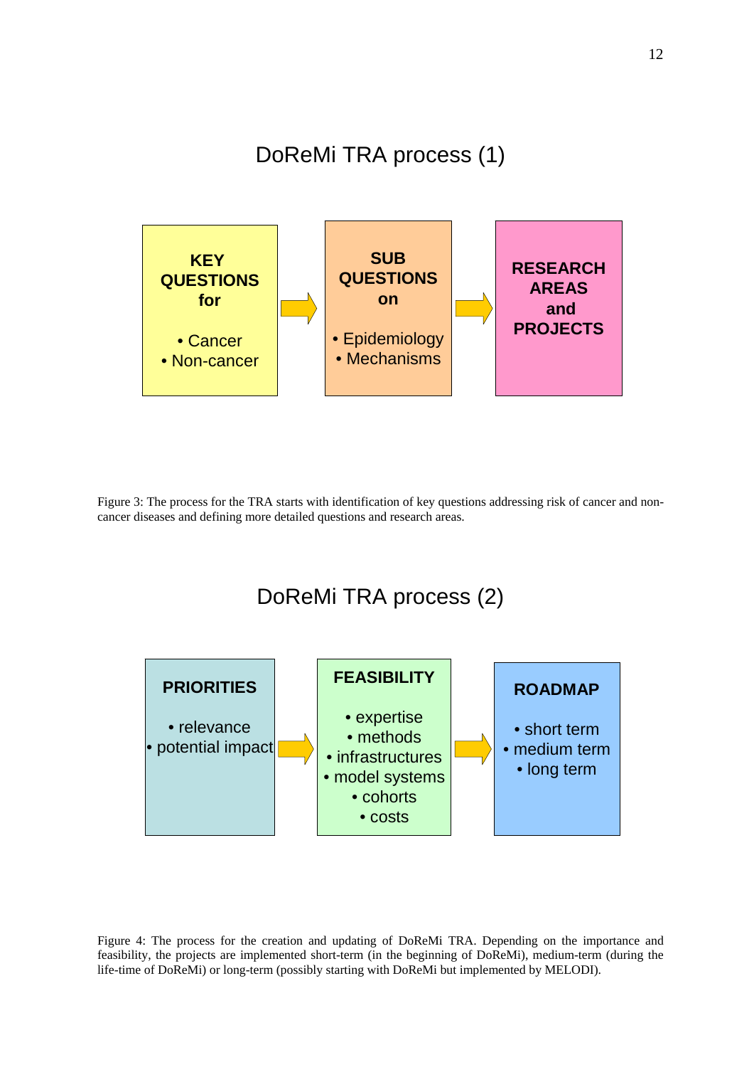## DoReMi TRA process (1)

**KEY QUESTIONS for**

- Cancer
- Non-cancer

→

**SUB QUESTIONS on**

- Epidemiology
- Mechanisms

→

**RESEARCH AREAS and PROJECTS**

Figure 3: The process for the TRA starts with identification of key questions addressing risk of cancer and non-cancer diseases and defining more detailed questions and research areas.

## DoReMi TRA process (2)

**PRIORITIES**

- relevance
- potential impact

→

**FEASIBILITY**

- expertise
- methods
- infrastructures
- model systems
- cohorts
- costs

→

**ROADMAP**

- short term
- medium term
- long term

Figure 4: The process for the creation and updating of DoReMi TRA. Depending on the importance and feasibility, the projects are implemented short-term (in the beginning of DoReMi), medium-term (during the life-time of DoReMi) or long-term (possibly starting with DoReMi but implemented by MELODI).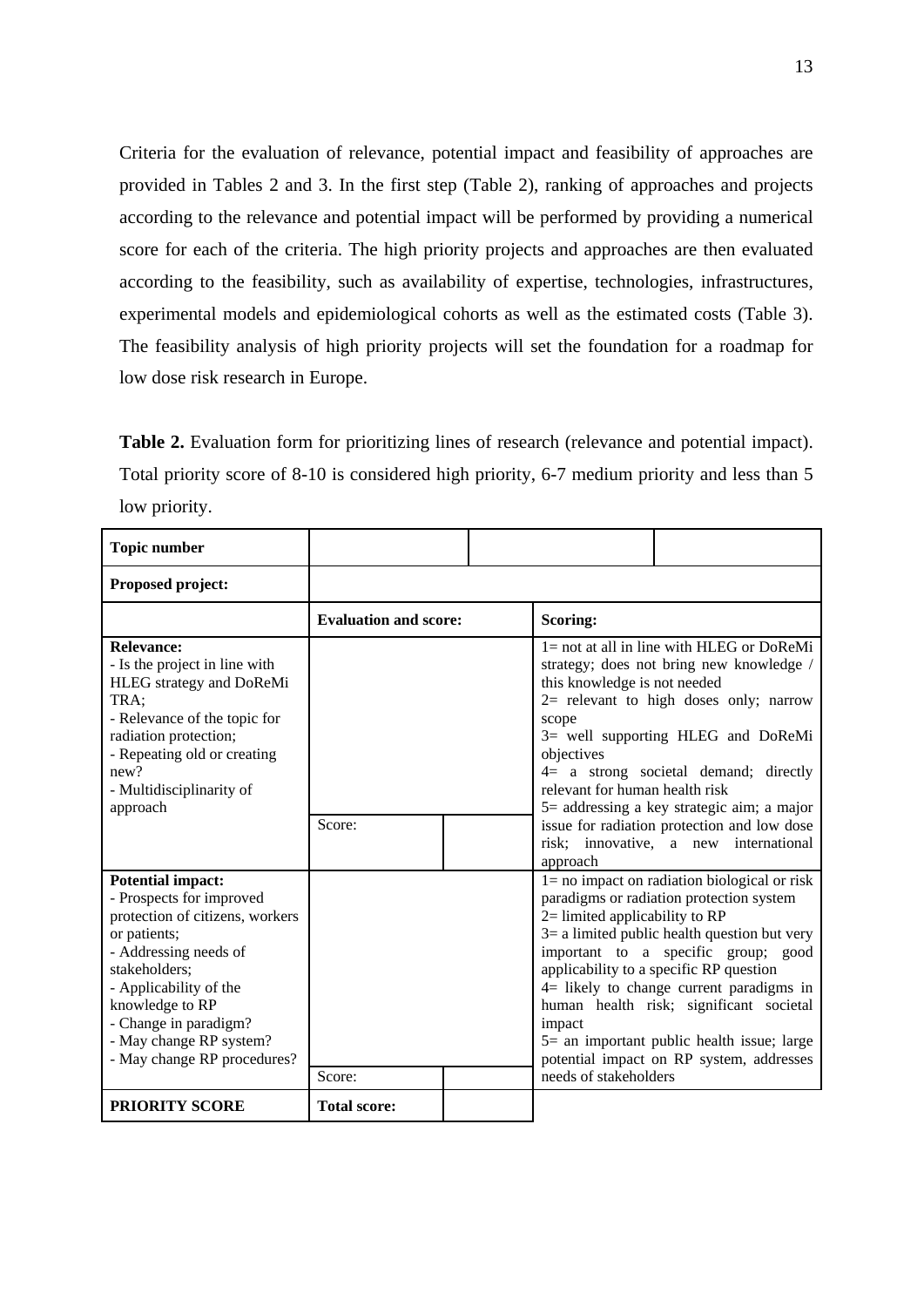Criteria for the evaluation of relevance, potential impact and feasibility of approaches are provided in Tables 2 and 3. In the first step (Table 2), ranking of approaches and projects according to the relevance and potential impact will be performed by providing a numerical score for each of the criteria. The high priority projects and approaches are then evaluated according to the feasibility, such as availability of expertise, technologies, infrastructures, experimental models and epidemiological cohorts as well as the estimated costs (Table 3). The feasibility analysis of high priority projects will set the foundation for a roadmap for low dose risk research in Europe.

**Table 2.** Evaluation form for prioritizing lines of research (relevance and potential impact). Total priority score of 8-10 is considered high priority, 6-7 medium priority and less than 5 low priority.

| **Topic number** | | | |
|---|---|---|---|
| **Proposed project:** | | | |
| | **Evaluation and score:** | | **Scoring:** |
| **Relevance:**<br>- Is the project in line with HLEG strategy and DoReMi TRA;<br>- Relevance of the topic for radiation protection;<br>- Repeating old or creating new?<br>- Multidisciplinarity of approach | Score: | | 1= not at all in line with HLEG or DoReMi strategy; does not bring new knowledge / this knowledge is not needed<br>2= relevant to high doses only; narrow scope<br>3= well supporting HLEG and DoReMi objectives<br>4= a strong societal demand; directly relevant for human health risk<br>5= addressing a key strategic aim; a major issue for radiation protection and low dose risk; innovative, a new international approach |
| **Potential impact:**<br>- Prospects for improved protection of citizens, workers or patients;<br>- Addressing needs of stakeholders;<br>- Applicability of the knowledge to RP<br>- Change in paradigm?<br>- May change RP system?<br>- May change RP procedures? | Score: | | 1= no impact on radiation biological or risk paradigms or radiation protection system<br>2= limited applicability to RP<br>3= a limited public health question but very important to a specific group; good applicability to a specific RP question<br>4= likely to change current paradigms in human health risk; significant societal impact<br>5= an important public health issue; large potential impact on RP system, addresses needs of stakeholders |
| **PRIORITY SCORE** | **Total score:** | | |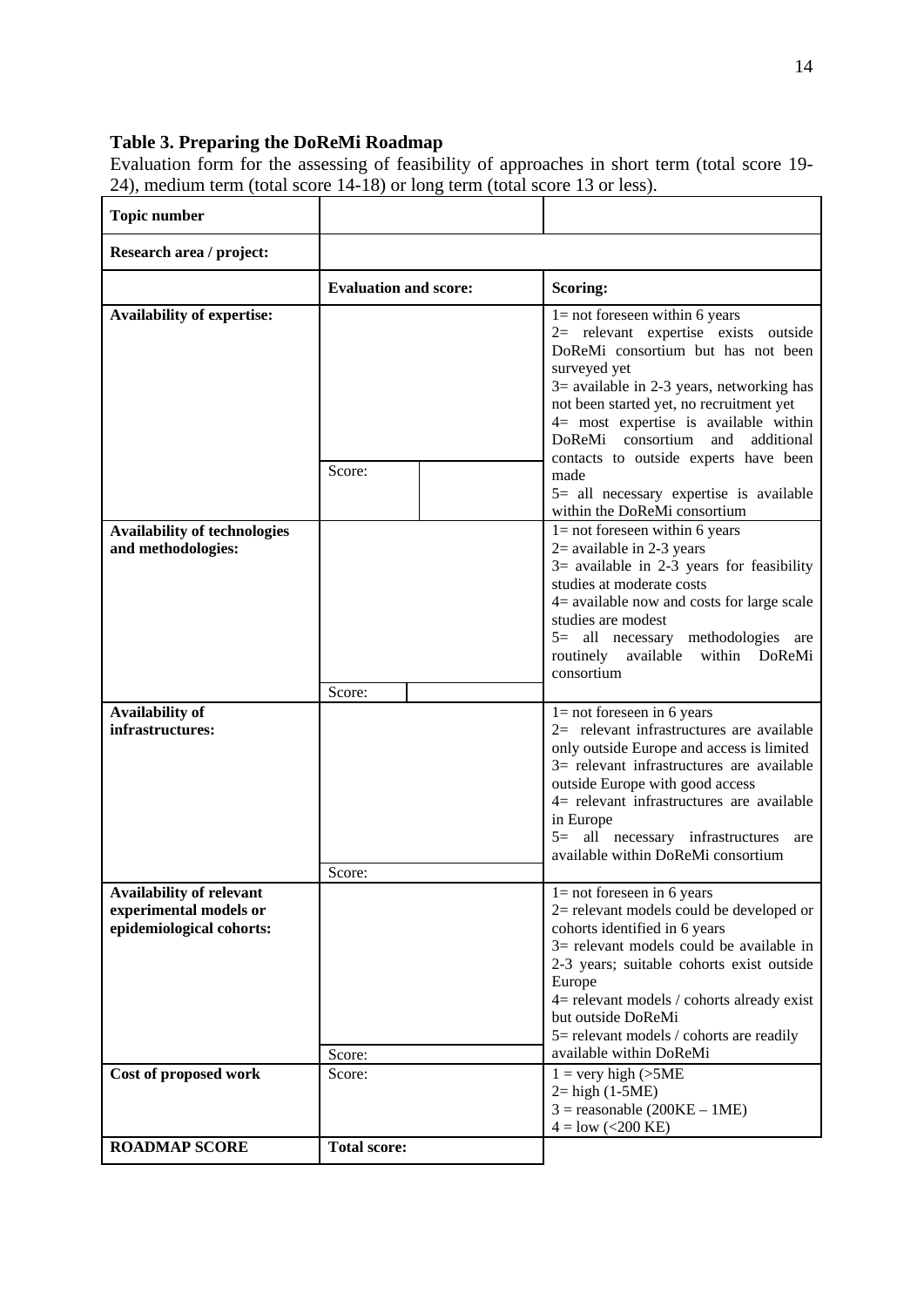**Table 3. Preparing the DoReMi Roadmap**

Evaluation form for the assessing of feasibility of approaches in short term (total score 19-24), medium term (total score 14-18) or long term (total score 13 or less).

| **Topic number** | | |
|---|---|---|
| **Research area / project:** | | |
| | **Evaluation and score:** | **Scoring:** |
| **Availability of expertise:** | Score: | 1= not foreseen within 6 years<br>2= relevant expertise exists outside DoReMi consortium but has not been surveyed yet<br>3= available in 2-3 years, networking has not been started yet, no recruitment yet<br>4= most expertise is available within DoReMi consortium and additional contacts to outside experts have been made<br>5= all necessary expertise is available within the DoReMi consortium |
| **Availability of technologies and methodologies:** | Score: | 1= not foreseen within 6 years<br>2= available in 2-3 years<br>3= available in 2-3 years for feasibility studies at moderate costs<br>4= available now and costs for large scale studies are modest<br>5= all necessary methodologies are routinely available within DoReMi consortium |
| **Availability of infrastructures:** | Score: | 1= not foreseen in 6 years<br>2= relevant infrastructures are available only outside Europe and access is limited<br>3= relevant infrastructures are available outside Europe with good access<br>4= relevant infrastructures are available in Europe<br>5= all necessary infrastructures are available within DoReMi consortium |
| **Availability of relevant experimental models or epidemiological cohorts:** | Score: | 1= not foreseen in 6 years<br>2= relevant models could be developed or cohorts identified in 6 years<br>3= relevant models could be available in 2-3 years; suitable cohorts exist outside Europe<br>4= relevant models / cohorts already exist but outside DoReMi<br>5= relevant models / cohorts are readily available within DoReMi |
| **Cost of proposed work** | Score: | 1 = very high (>5ME<br>2= high (1-5ME)<br>3 = reasonable (200KE – 1ME)<br>4 = low (<200 KE) |
| **ROADMAP SCORE** | **Total score:** | |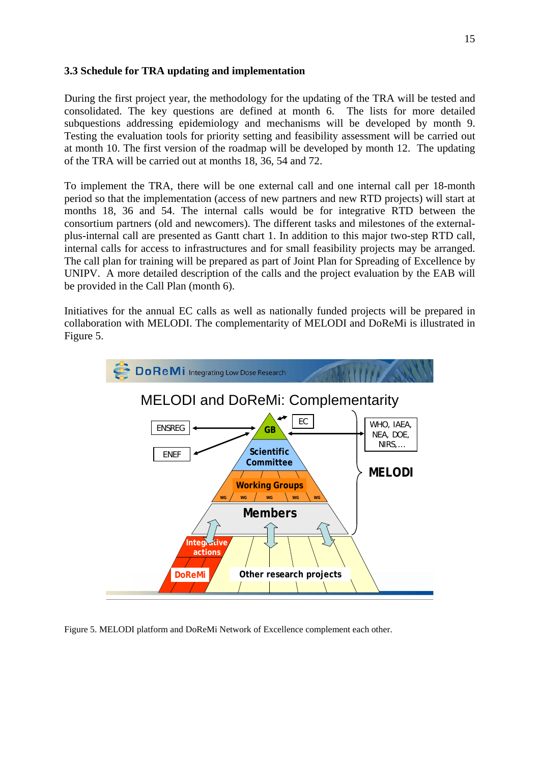### 3.3 Schedule for TRA updating and implementation

During the first project year, the methodology for the updating of the TRA will be tested and consolidated. The key questions are defined at month 6. The lists for more detailed subquestions addressing epidemiology and mechanisms will be developed by month 9. Testing the evaluation tools for priority setting and feasibility assessment will be carried out at month 10. The first version of the roadmap will be developed by month 12. The updating of the TRA will be carried out at months 18, 36, 54 and 72.

To implement the TRA, there will be one external call and one internal call per 18-month period so that the implementation (access of new partners and new RTD projects) will start at months 18, 36 and 54. The internal calls would be for integrative RTD between the consortium partners (old and newcomers). The different tasks and milestones of the external-plus-internal call are presented as Gantt chart 1. In addition to this major two-step RTD call, internal calls for access to infrastructures and for small feasibility projects may be arranged. The call plan for training will be prepared as part of Joint Plan for Spreading of Excellence by UNIPV. A more detailed description of the calls and the project evaluation by the EAB will be provided in the Call Plan (month 6).

Initiatives for the annual EC calls as well as nationally funded projects will be prepared in collaboration with MELODI. The complementarity of MELODI and DoReMi is illustrated in Figure 5.

Figure 5. MELODI platform and DoReMi Network of Excellence complement each other.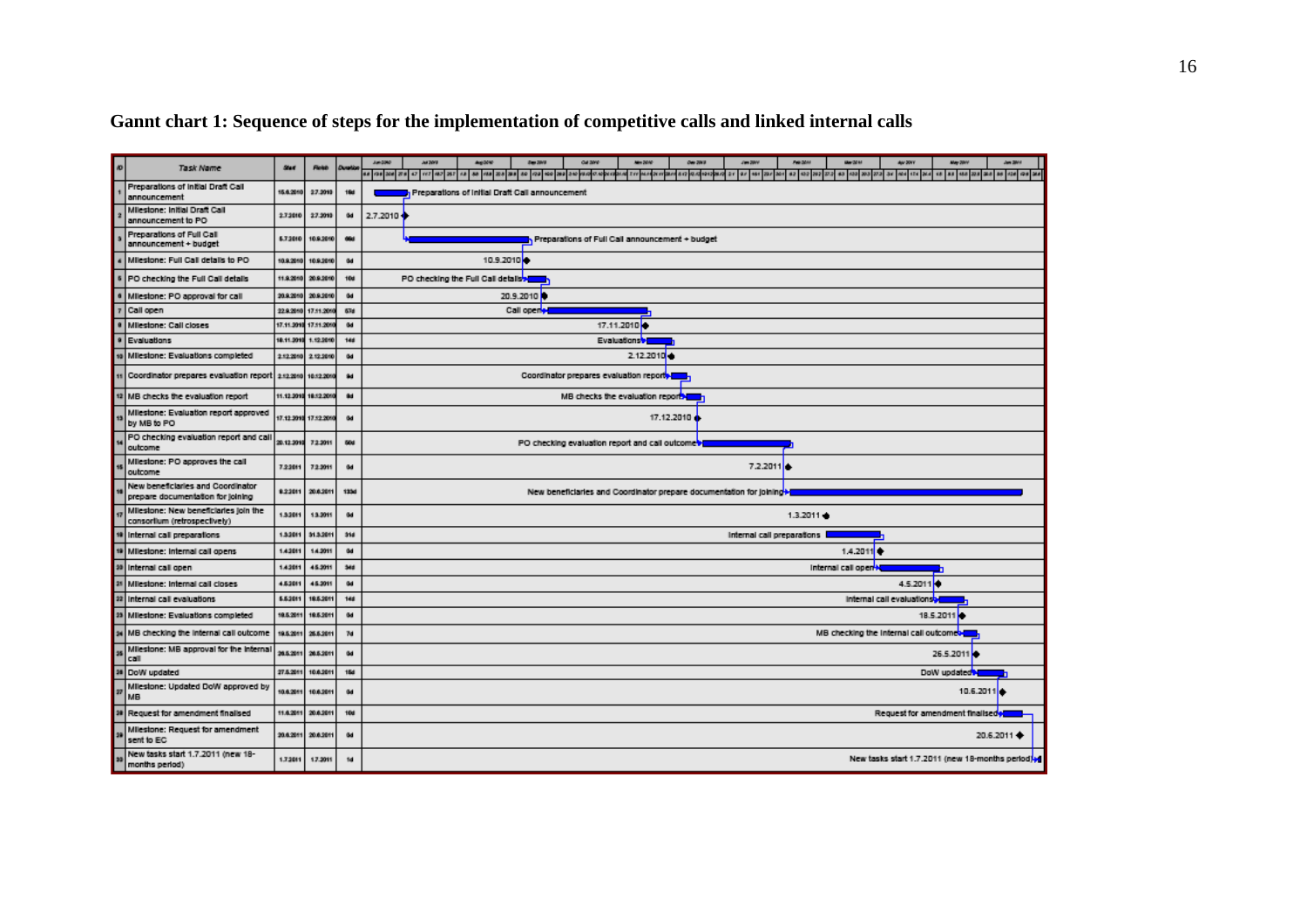**Gannt chart 1: Sequence of steps for the implementation of competitive calls and linked internal calls**

| ID | Task Name | Start | Finish | Duration |
|---|---|---|---|---|
| 1 | Preparations of Initial Draft Call announcement | 15.6.2010 | 2.7.2010 | 14d |
| 2 | Milestone: Initial Draft Call announcement to PO | 2.7.2010 | 2.7.2010 | 0d |
| 3 | Preparations of Full Call announcement + budget | 5.7.2010 | 10.9.2010 | 50d |
| 4 | Milestone: Full Call details to PO | 10.9.2010 | 10.9.2010 | 0d |
| 5 | PO checking the Full Call details | 11.9.2010 | 20.9.2010 | 10d |
| 6 | Milestone: PO approval for call | 20.9.2010 | 20.9.2010 | 0d |
| 7 | Call open | 22.9.2010 | 17.11.2010 | 57d |
| 8 | Milestone: Call closes | 17.11.2010 | 17.11.2010 | 0d |
| 9 | Evaluations | 18.11.2010 | 1.12.2010 | 14d |
| 10 | Milestone: Evaluations completed | 2.12.2010 | 2.12.2010 | 0d |
| 11 | Coordinator prepares evaluation report | 2.12.2010 | 10.12.2010 | 9d |
| 12 | MB checks the evaluation report | 11.12.2010 | 16.12.2010 | 6d |
| 13 | Milestone: Evaluation report approved by MB to PO | 17.12.2010 | 17.12.2010 | 0d |
| 14 | PO checking evaluation report and call outcome | 20.12.2010 | 7.2.2011 | 50d |
| 15 | Milestone: PO approves the call outcome | 7.2.2011 | 7.2.2011 | 0d |
| 16 | New beneficiaries and Coordinator prepare documentation for joining | 8.2.2011 | 20.6.2011 | 133d |
| 17 | Milestone: New beneficiaries join the consortium (retrospectively) | 1.3.2011 | 1.3.2011 | 0d |
| 18 | Internal call preparations | 1.3.2011 | 31.3.2011 | 31d |
| 19 | Milestone: Internal call opens | 1.4.2011 | 1.4.2011 | 0d |
| 20 | Internal call open | 1.4.2011 | 4.5.2011 | 34d |
| 21 | Milestone: Internal call closes | 4.5.2011 | 4.5.2011 | 0d |
| 22 | Internal call evaluations | 5.5.2011 | 18.5.2011 | 14d |
| 23 | Milestone: Evaluations completed | 18.5.2011 | 18.5.2011 | 0d |
| 24 | MB checking the internal call outcome | 19.5.2011 | 25.5.2011 | 7d |
| 25 | Milestone: MB approval for the internal call | 26.5.2011 | 26.5.2011 | 0d |
| 26 | DoW updated | 27.5.2011 | 10.6.2011 | 15d |
| 27 | Milestone: Updated DoW approved by MB | 10.6.2011 | 10.6.2011 | 0d |
| 28 | Request for amendment finalised | 11.6.2011 | 20.6.2011 | 10d |
| 29 | Milestone: Request for amendment sent to EC | 20.6.2011 | 20.6.2011 | 0d |
| 30 | New tasks start 1.7.2011 (new 18-months period) | 1.7.2011 | 1.7.2011 | 1d |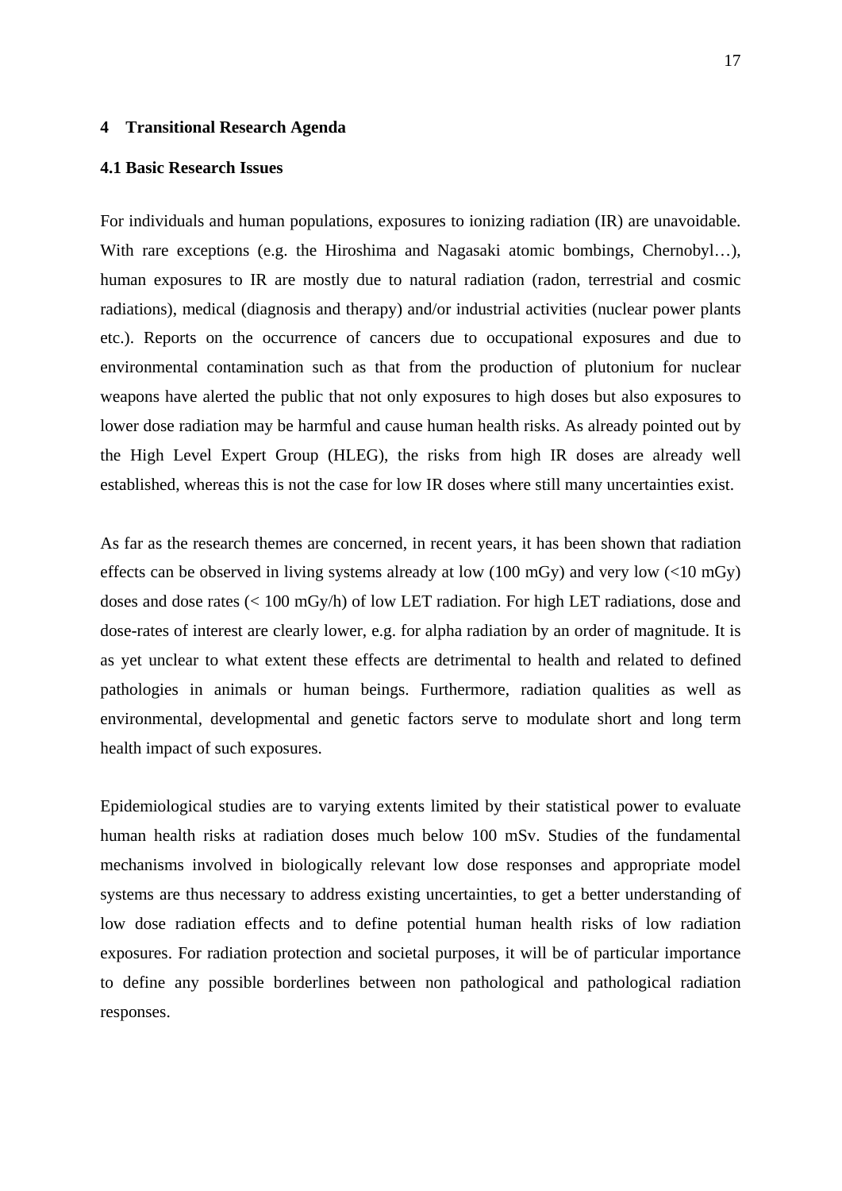# 4 Transitional Research Agenda

## 4.1 Basic Research Issues

For individuals and human populations, exposures to ionizing radiation (IR) are unavoidable. With rare exceptions (e.g. the Hiroshima and Nagasaki atomic bombings, Chernobyl…), human exposures to IR are mostly due to natural radiation (radon, terrestrial and cosmic radiations), medical (diagnosis and therapy) and/or industrial activities (nuclear power plants etc.). Reports on the occurrence of cancers due to occupational exposures and due to environmental contamination such as that from the production of plutonium for nuclear weapons have alerted the public that not only exposures to high doses but also exposures to lower dose radiation may be harmful and cause human health risks. As already pointed out by the High Level Expert Group (HLEG), the risks from high IR doses are already well established, whereas this is not the case for low IR doses where still many uncertainties exist.

As far as the research themes are concerned, in recent years, it has been shown that radiation effects can be observed in living systems already at low (100 mGy) and very low (<10 mGy) doses and dose rates (< 100 mGy/h) of low LET radiation. For high LET radiations, dose and dose-rates of interest are clearly lower, e.g. for alpha radiation by an order of magnitude. It is as yet unclear to what extent these effects are detrimental to health and related to defined pathologies in animals or human beings. Furthermore, radiation qualities as well as environmental, developmental and genetic factors serve to modulate short and long term health impact of such exposures.

Epidemiological studies are to varying extents limited by their statistical power to evaluate human health risks at radiation doses much below 100 mSv. Studies of the fundamental mechanisms involved in biologically relevant low dose responses and appropriate model systems are thus necessary to address existing uncertainties, to get a better understanding of low dose radiation effects and to define potential human health risks of low radiation exposures. For radiation protection and societal purposes, it will be of particular importance to define any possible borderlines between non pathological and pathological radiation responses.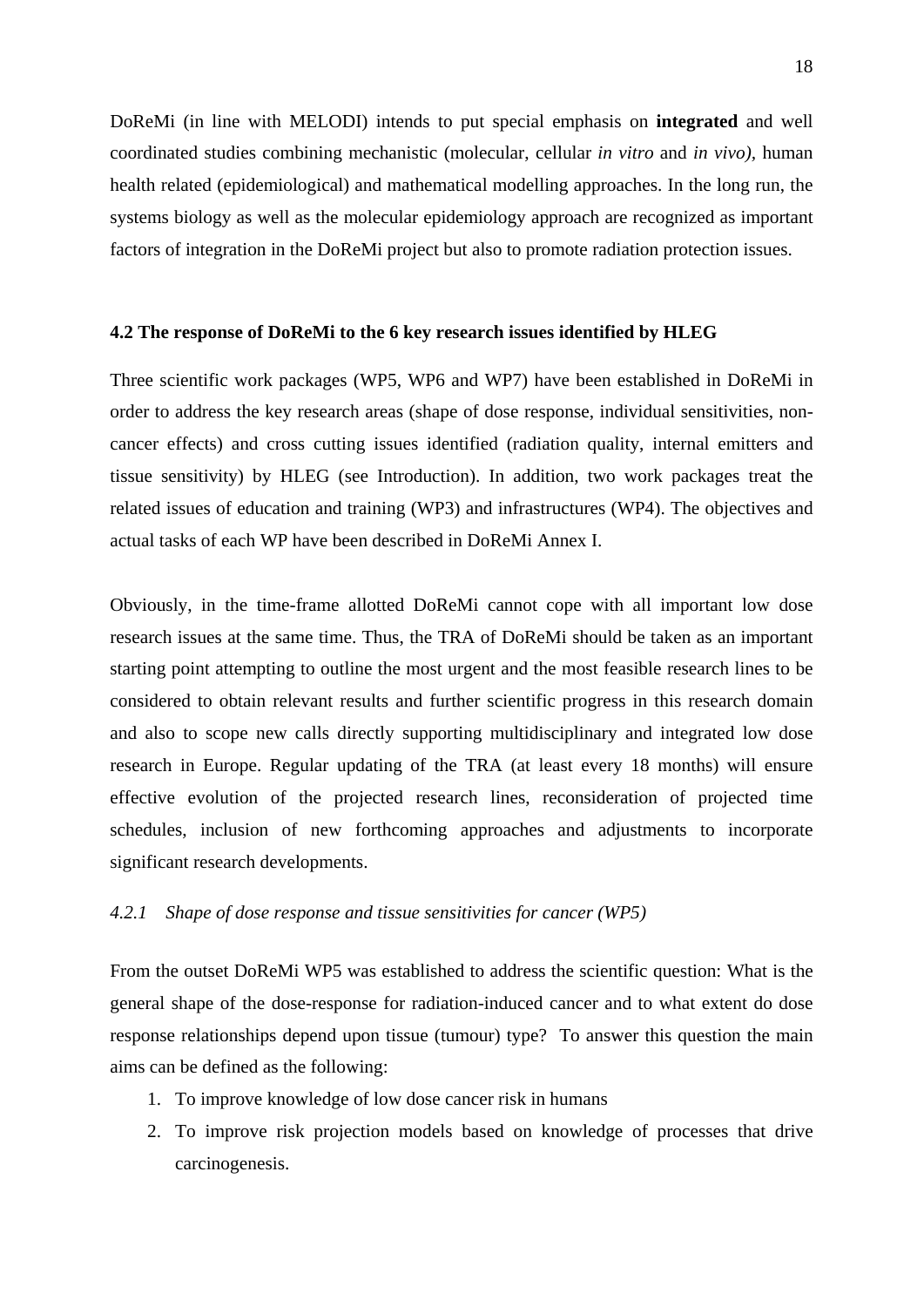DoReMi (in line with MELODI) intends to put special emphasis on **integrated** and well coordinated studies combining mechanistic (molecular, cellular *in vitro* and *in vivo),* human health related (epidemiological) and mathematical modelling approaches. In the long run, the systems biology as well as the molecular epidemiology approach are recognized as important factors of integration in the DoReMi project but also to promote radiation protection issues.

### 4.2 The response of DoReMi to the 6 key research issues identified by HLEG

Three scientific work packages (WP5, WP6 and WP7) have been established in DoReMi in order to address the key research areas (shape of dose response, individual sensitivities, non-cancer effects) and cross cutting issues identified (radiation quality, internal emitters and tissue sensitivity) by HLEG (see Introduction). In addition, two work packages treat the related issues of education and training (WP3) and infrastructures (WP4). The objectives and actual tasks of each WP have been described in DoReMi Annex I.

Obviously, in the time-frame allotted DoReMi cannot cope with all important low dose research issues at the same time. Thus, the TRA of DoReMi should be taken as an important starting point attempting to outline the most urgent and the most feasible research lines to be considered to obtain relevant results and further scientific progress in this research domain and also to scope new calls directly supporting multidisciplinary and integrated low dose research in Europe. Regular updating of the TRA (at least every 18 months) will ensure effective evolution of the projected research lines, reconsideration of projected time schedules, inclusion of new forthcoming approaches and adjustments to incorporate significant research developments.

#### *4.2.1 Shape of dose response and tissue sensitivities for cancer (WP5)*

From the outset DoReMi WP5 was established to address the scientific question: What is the general shape of the dose-response for radiation-induced cancer and to what extent do dose response relationships depend upon tissue (tumour) type? To answer this question the main aims can be defined as the following:

1. To improve knowledge of low dose cancer risk in humans
2. To improve risk projection models based on knowledge of processes that drive carcinogenesis.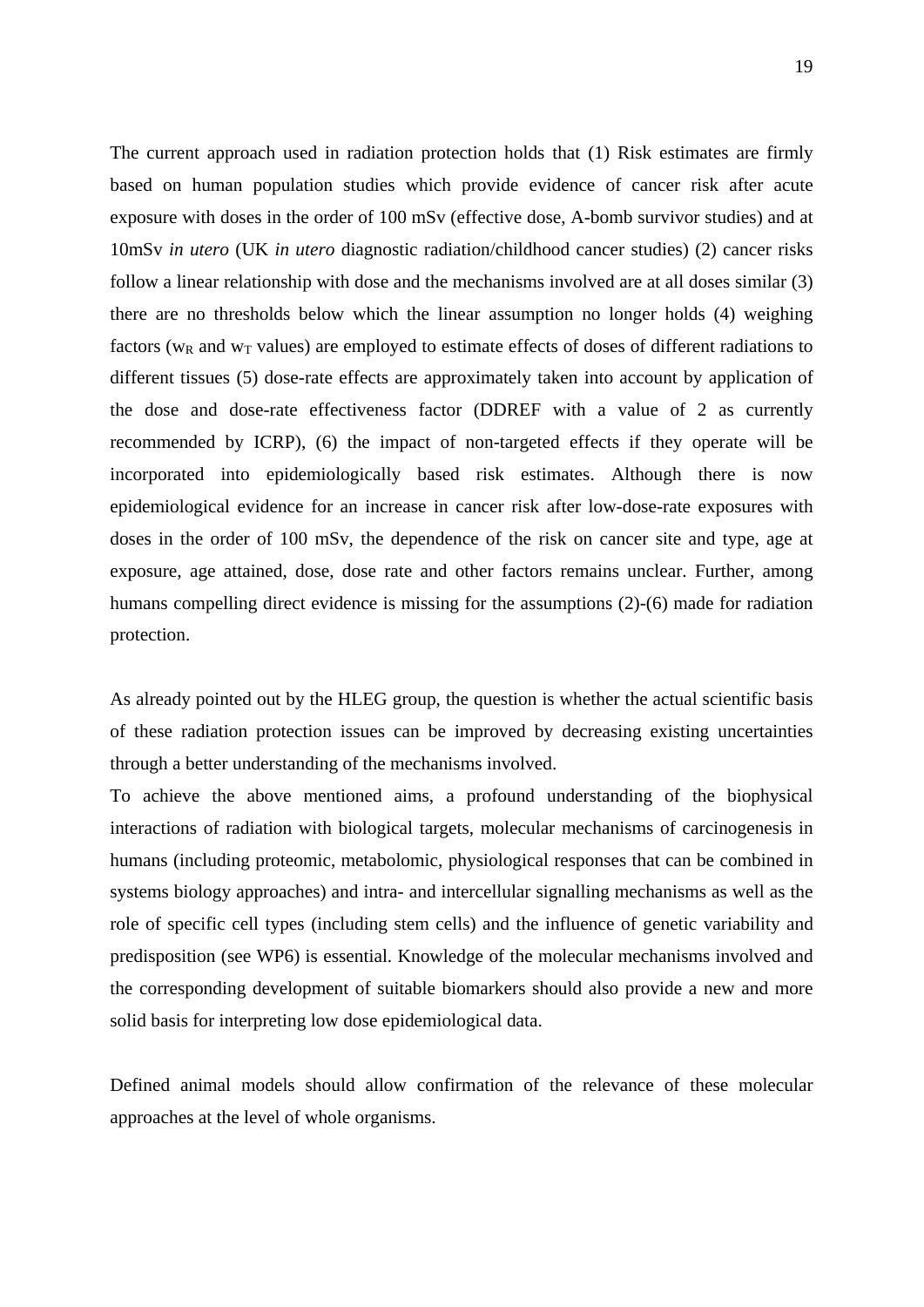The current approach used in radiation protection holds that (1) Risk estimates are firmly based on human population studies which provide evidence of cancer risk after acute exposure with doses in the order of 100 mSv (effective dose, A-bomb survivor studies) and at 10mSv *in utero* (UK *in utero* diagnostic radiation/childhood cancer studies) (2) cancer risks follow a linear relationship with dose and the mechanisms involved are at all doses similar (3) there are no thresholds below which the linear assumption no longer holds (4) weighing factors ($w_R$ and $w_T$ values) are employed to estimate effects of doses of different radiations to different tissues (5) dose-rate effects are approximately taken into account by application of the dose and dose-rate effectiveness factor (DDREF with a value of 2 as currently recommended by ICRP), (6) the impact of non-targeted effects if they operate will be incorporated into epidemiologically based risk estimates. Although there is now epidemiological evidence for an increase in cancer risk after low-dose-rate exposures with doses in the order of 100 mSv, the dependence of the risk on cancer site and type, age at exposure, age attained, dose, dose rate and other factors remains unclear. Further, among humans compelling direct evidence is missing for the assumptions (2)-(6) made for radiation protection.

As already pointed out by the HLEG group, the question is whether the actual scientific basis of these radiation protection issues can be improved by decreasing existing uncertainties through a better understanding of the mechanisms involved.

To achieve the above mentioned aims, a profound understanding of the biophysical interactions of radiation with biological targets, molecular mechanisms of carcinogenesis in humans (including proteomic, metabolomic, physiological responses that can be combined in systems biology approaches) and intra- and intercellular signalling mechanisms as well as the role of specific cell types (including stem cells) and the influence of genetic variability and predisposition (see WP6) is essential. Knowledge of the molecular mechanisms involved and the corresponding development of suitable biomarkers should also provide a new and more solid basis for interpreting low dose epidemiological data.

Defined animal models should allow confirmation of the relevance of these molecular approaches at the level of whole organisms.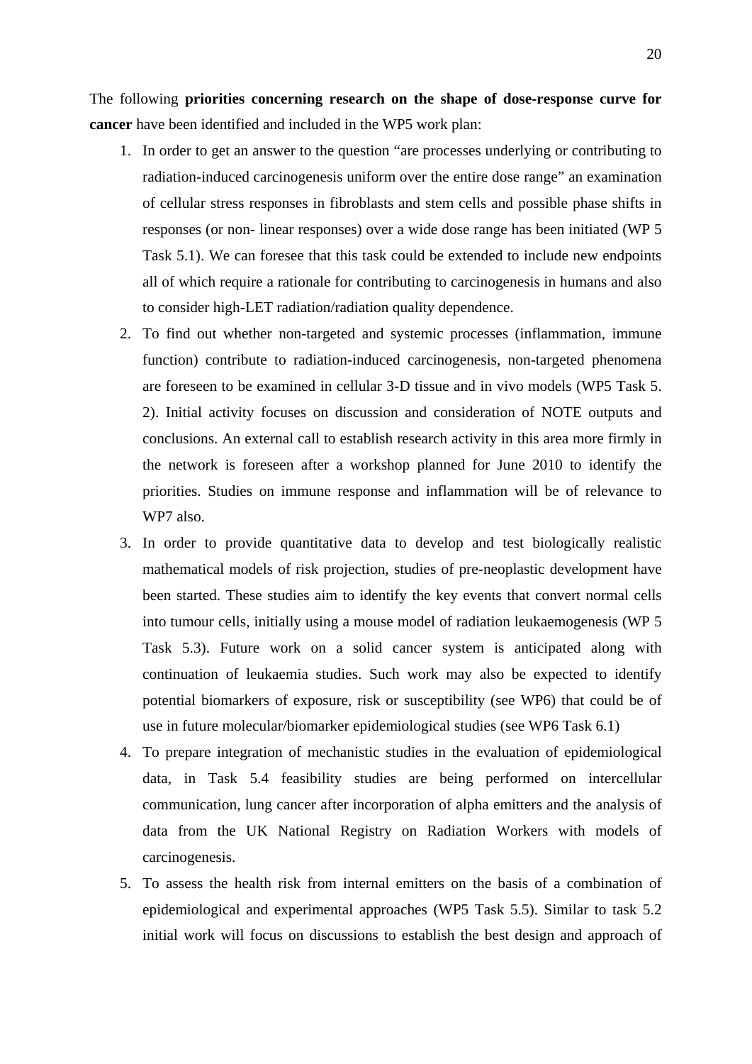The following **priorities concerning research on the shape of dose-response curve for cancer** have been identified and included in the WP5 work plan:

1. In order to get an answer to the question "are processes underlying or contributing to radiation-induced carcinogenesis uniform over the entire dose range" an examination of cellular stress responses in fibroblasts and stem cells and possible phase shifts in responses (or non- linear responses) over a wide dose range has been initiated (WP 5 Task 5.1). We can foresee that this task could be extended to include new endpoints all of which require a rationale for contributing to carcinogenesis in humans and also to consider high-LET radiation/radiation quality dependence.
2. To find out whether non-targeted and systemic processes (inflammation, immune function) contribute to radiation-induced carcinogenesis, non-targeted phenomena are foreseen to be examined in cellular 3-D tissue and in vivo models (WP5 Task 5. 2). Initial activity focuses on discussion and consideration of NOTE outputs and conclusions. An external call to establish research activity in this area more firmly in the network is foreseen after a workshop planned for June 2010 to identify the priorities. Studies on immune response and inflammation will be of relevance to WP7 also.
3. In order to provide quantitative data to develop and test biologically realistic mathematical models of risk projection, studies of pre-neoplastic development have been started. These studies aim to identify the key events that convert normal cells into tumour cells, initially using a mouse model of radiation leukaemogenesis (WP 5 Task 5.3). Future work on a solid cancer system is anticipated along with continuation of leukaemia studies. Such work may also be expected to identify potential biomarkers of exposure, risk or susceptibility (see WP6) that could be of use in future molecular/biomarker epidemiological studies (see WP6 Task 6.1)
4. To prepare integration of mechanistic studies in the evaluation of epidemiological data, in Task 5.4 feasibility studies are being performed on intercellular communication, lung cancer after incorporation of alpha emitters and the analysis of data from the UK National Registry on Radiation Workers with models of carcinogenesis.
5. To assess the health risk from internal emitters on the basis of a combination of epidemiological and experimental approaches (WP5 Task 5.5). Similar to task 5.2 initial work will focus on discussions to establish the best design and approach of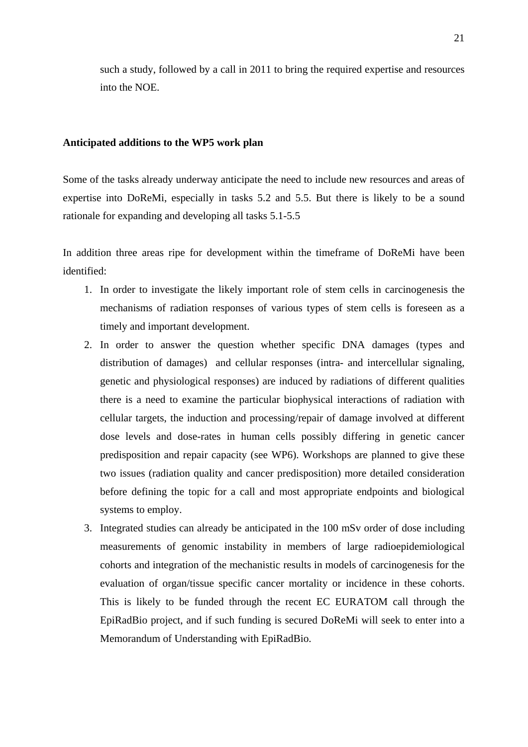such a study, followed by a call in 2011 to bring the required expertise and resources into the NOE.

**Anticipated additions to the WP5 work plan**

Some of the tasks already underway anticipate the need to include new resources and areas of expertise into DoReMi, especially in tasks 5.2 and 5.5. But there is likely to be a sound rationale for expanding and developing all tasks 5.1-5.5

In addition three areas ripe for development within the timeframe of DoReMi have been identified:

1. In order to investigate the likely important role of stem cells in carcinogenesis the mechanisms of radiation responses of various types of stem cells is foreseen as a timely and important development.
2. In order to answer the question whether specific DNA damages (types and distribution of damages) and cellular responses (intra- and intercellular signaling, genetic and physiological responses) are induced by radiations of different qualities there is a need to examine the particular biophysical interactions of radiation with cellular targets, the induction and processing/repair of damage involved at different dose levels and dose-rates in human cells possibly differing in genetic cancer predisposition and repair capacity (see WP6). Workshops are planned to give these two issues (radiation quality and cancer predisposition) more detailed consideration before defining the topic for a call and most appropriate endpoints and biological systems to employ.
3. Integrated studies can already be anticipated in the 100 mSv order of dose including measurements of genomic instability in members of large radioepidemiological cohorts and integration of the mechanistic results in models of carcinogenesis for the evaluation of organ/tissue specific cancer mortality or incidence in these cohorts. This is likely to be funded through the recent EC EURATOM call through the EpiRadBio project, and if such funding is secured DoReMi will seek to enter into a Memorandum of Understanding with EpiRadBio.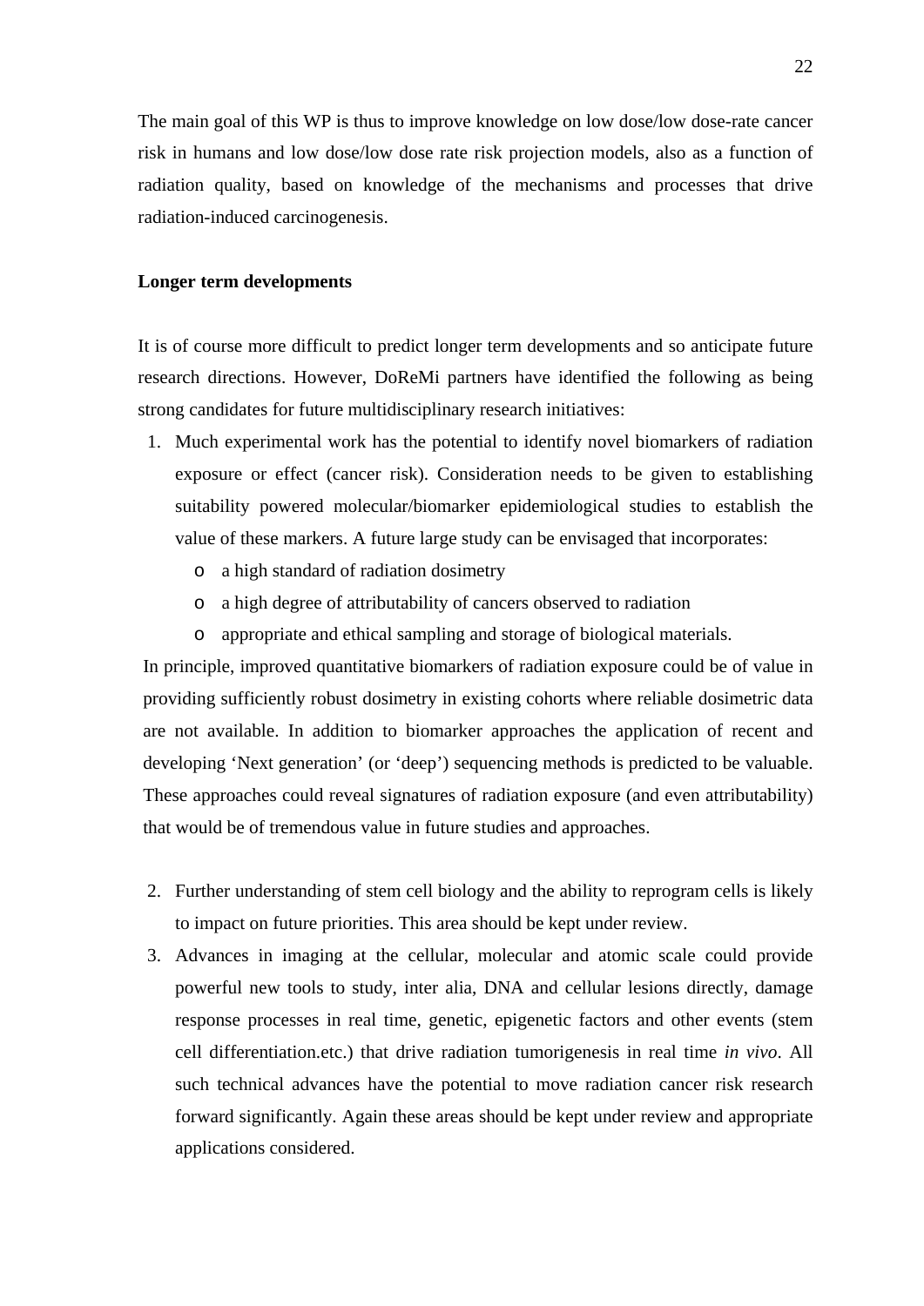The main goal of this WP is thus to improve knowledge on low dose/low dose-rate cancer risk in humans and low dose/low dose rate risk projection models, also as a function of radiation quality, based on knowledge of the mechanisms and processes that drive radiation-induced carcinogenesis.

**Longer term developments**

It is of course more difficult to predict longer term developments and so anticipate future research directions. However, DoReMi partners have identified the following as being strong candidates for future multidisciplinary research initiatives:

1. Much experimental work has the potential to identify novel biomarkers of radiation exposure or effect (cancer risk). Consideration needs to be given to establishing suitability powered molecular/biomarker epidemiological studies to establish the value of these markers. A future large study can be envisaged that incorporates:
   - a high standard of radiation dosimetry
   - a high degree of attributability of cancers observed to radiation
   - appropriate and ethical sampling and storage of biological materials.

   In principle, improved quantitative biomarkers of radiation exposure could be of value in providing sufficiently robust dosimetry in existing cohorts where reliable dosimetric data are not available. In addition to biomarker approaches the application of recent and developing 'Next generation' (or 'deep') sequencing methods is predicted to be valuable. These approaches could reveal signatures of radiation exposure (and even attributability) that would be of tremendous value in future studies and approaches.

2. Further understanding of stem cell biology and the ability to reprogram cells is likely to impact on future priorities. This area should be kept under review.
3. Advances in imaging at the cellular, molecular and atomic scale could provide powerful new tools to study, inter alia, DNA and cellular lesions directly, damage response processes in real time, genetic, epigenetic factors and other events (stem cell differentiation.etc.) that drive radiation tumorigenesis in real time *in vivo*. All such technical advances have the potential to move radiation cancer risk research forward significantly. Again these areas should be kept under review and appropriate applications considered.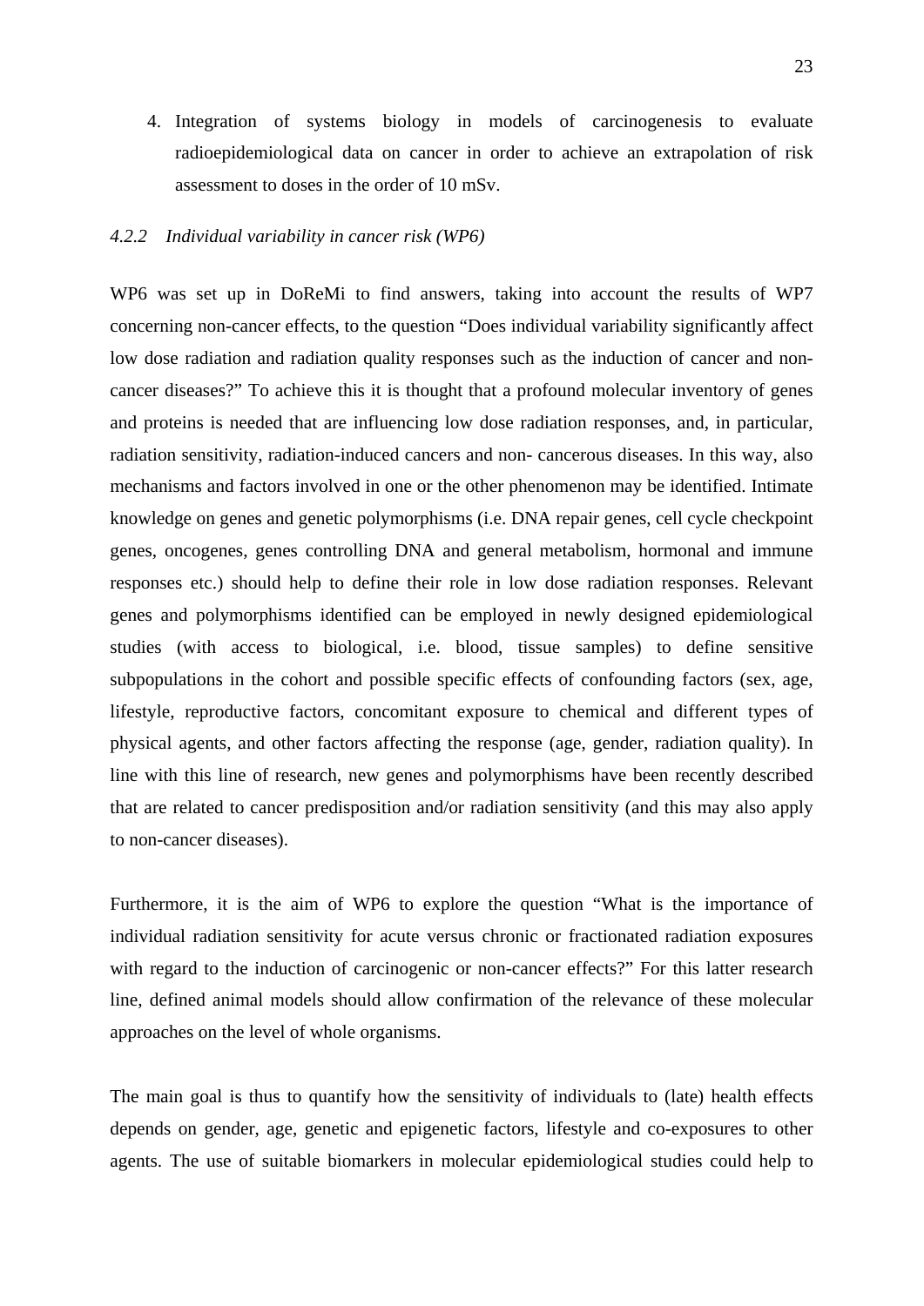4. Integration of systems biology in models of carcinogenesis to evaluate radioepidemiological data on cancer in order to achieve an extrapolation of risk assessment to doses in the order of 10 mSv.

### *4.2.2 Individual variability in cancer risk (WP6)*

WP6 was set up in DoReMi to find answers, taking into account the results of WP7 concerning non-cancer effects, to the question "Does individual variability significantly affect low dose radiation and radiation quality responses such as the induction of cancer and non-cancer diseases?" To achieve this it is thought that a profound molecular inventory of genes and proteins is needed that are influencing low dose radiation responses, and, in particular, radiation sensitivity, radiation-induced cancers and non- cancerous diseases. In this way, also mechanisms and factors involved in one or the other phenomenon may be identified. Intimate knowledge on genes and genetic polymorphisms (i.e. DNA repair genes, cell cycle checkpoint genes, oncogenes, genes controlling DNA and general metabolism, hormonal and immune responses etc.) should help to define their role in low dose radiation responses. Relevant genes and polymorphisms identified can be employed in newly designed epidemiological studies (with access to biological, i.e. blood, tissue samples) to define sensitive subpopulations in the cohort and possible specific effects of confounding factors (sex, age, lifestyle, reproductive factors, concomitant exposure to chemical and different types of physical agents, and other factors affecting the response (age, gender, radiation quality). In line with this line of research, new genes and polymorphisms have been recently described that are related to cancer predisposition and/or radiation sensitivity (and this may also apply to non-cancer diseases).

Furthermore, it is the aim of WP6 to explore the question "What is the importance of individual radiation sensitivity for acute versus chronic or fractionated radiation exposures with regard to the induction of carcinogenic or non-cancer effects?" For this latter research line, defined animal models should allow confirmation of the relevance of these molecular approaches on the level of whole organisms.

The main goal is thus to quantify how the sensitivity of individuals to (late) health effects depends on gender, age, genetic and epigenetic factors, lifestyle and co-exposures to other agents. The use of suitable biomarkers in molecular epidemiological studies could help to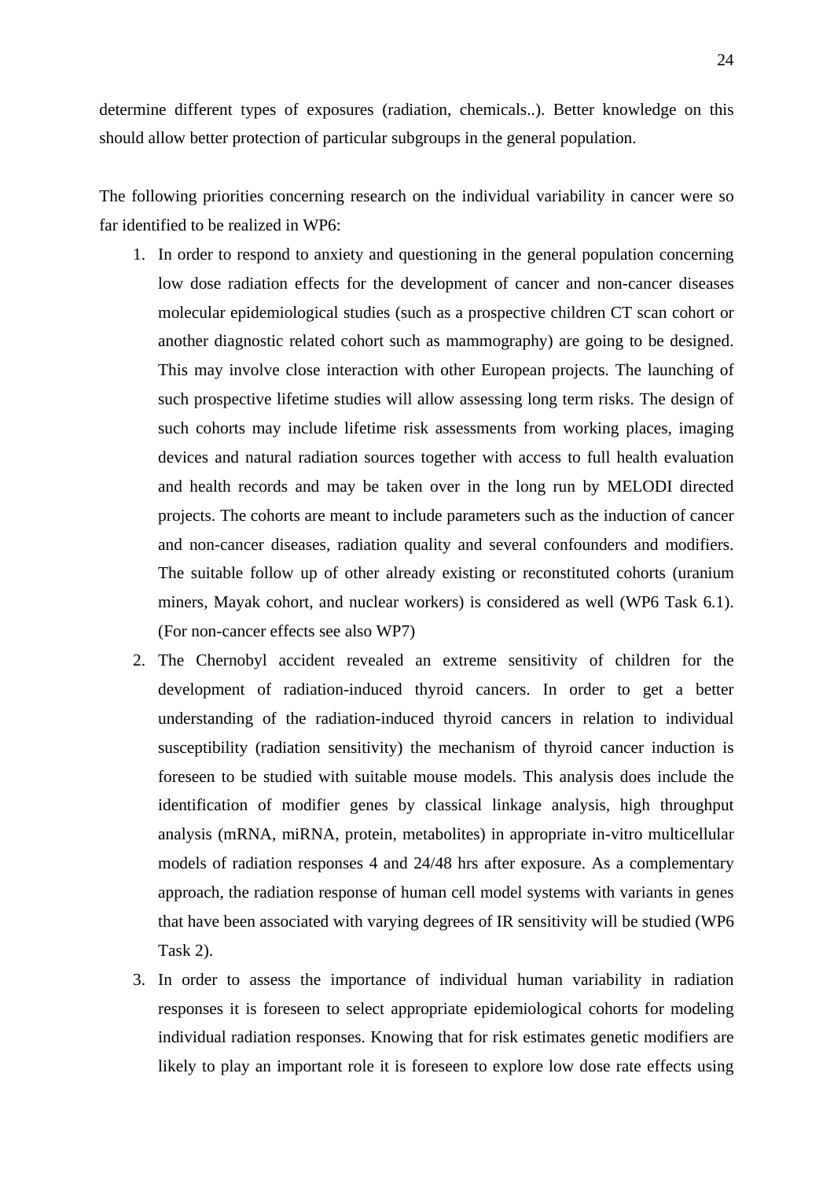determine different types of exposures (radiation, chemicals..). Better knowledge on this should allow better protection of particular subgroups in the general population.

The following priorities concerning research on the individual variability in cancer were so far identified to be realized in WP6:

1. In order to respond to anxiety and questioning in the general population concerning low dose radiation effects for the development of cancer and non-cancer diseases molecular epidemiological studies (such as a prospective children CT scan cohort or another diagnostic related cohort such as mammography) are going to be designed. This may involve close interaction with other European projects. The launching of such prospective lifetime studies will allow assessing long term risks. The design of such cohorts may include lifetime risk assessments from working places, imaging devices and natural radiation sources together with access to full health evaluation and health records and may be taken over in the long run by MELODI directed projects. The cohorts are meant to include parameters such as the induction of cancer and non-cancer diseases, radiation quality and several confounders and modifiers. The suitable follow up of other already existing or reconstituted cohorts (uranium miners, Mayak cohort, and nuclear workers) is considered as well (WP6 Task 6.1). (For non-cancer effects see also WP7)
2. The Chernobyl accident revealed an extreme sensitivity of children for the development of radiation-induced thyroid cancers. In order to get a better understanding of the radiation-induced thyroid cancers in relation to individual susceptibility (radiation sensitivity) the mechanism of thyroid cancer induction is foreseen to be studied with suitable mouse models. This analysis does include the identification of modifier genes by classical linkage analysis, high throughput analysis (mRNA, miRNA, protein, metabolites) in appropriate in-vitro multicellular models of radiation responses 4 and 24/48 hrs after exposure. As a complementary approach, the radiation response of human cell model systems with variants in genes that have been associated with varying degrees of IR sensitivity will be studied (WP6 Task 2).
3. In order to assess the importance of individual human variability in radiation responses it is foreseen to select appropriate epidemiological cohorts for modeling individual radiation responses. Knowing that for risk estimates genetic modifiers are likely to play an important role it is foreseen to explore low dose rate effects using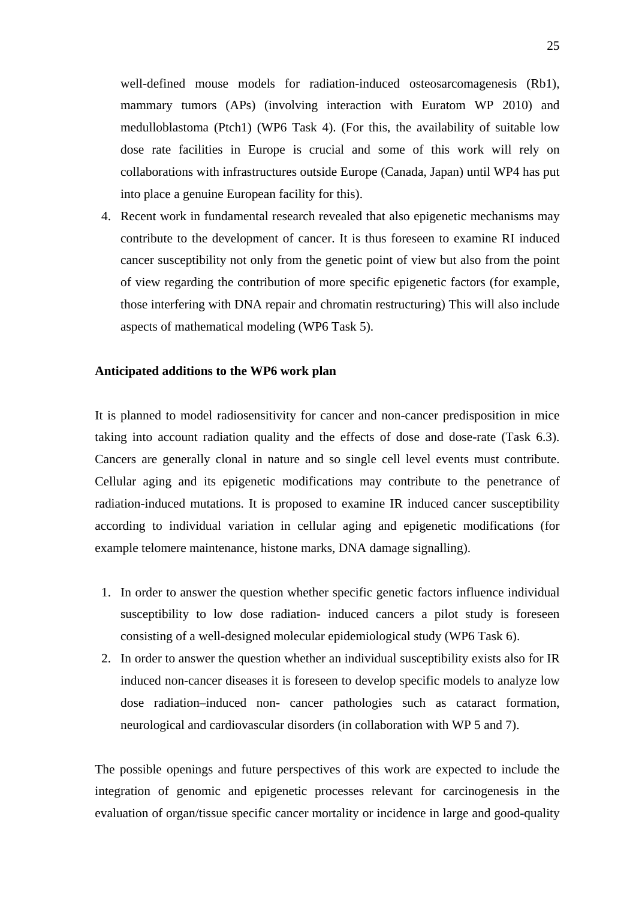well-defined mouse models for radiation-induced osteosarcomagenesis (Rb1), mammary tumors (APs) (involving interaction with Euratom WP 2010) and medulloblastoma (Ptch1) (WP6 Task 4). (For this, the availability of suitable low dose rate facilities in Europe is crucial and some of this work will rely on collaborations with infrastructures outside Europe (Canada, Japan) until WP4 has put into place a genuine European facility for this).

4. Recent work in fundamental research revealed that also epigenetic mechanisms may contribute to the development of cancer. It is thus foreseen to examine RI induced cancer susceptibility not only from the genetic point of view but also from the point of view regarding the contribution of more specific epigenetic factors (for example, those interfering with DNA repair and chromatin restructuring) This will also include aspects of mathematical modeling (WP6 Task 5).

**Anticipated additions to the WP6 work plan**

It is planned to model radiosensitivity for cancer and non-cancer predisposition in mice taking into account radiation quality and the effects of dose and dose-rate (Task 6.3). Cancers are generally clonal in nature and so single cell level events must contribute. Cellular aging and its epigenetic modifications may contribute to the penetrance of radiation-induced mutations. It is proposed to examine IR induced cancer susceptibility according to individual variation in cellular aging and epigenetic modifications (for example telomere maintenance, histone marks, DNA damage signalling).

1. In order to answer the question whether specific genetic factors influence individual susceptibility to low dose radiation- induced cancers a pilot study is foreseen consisting of a well-designed molecular epidemiological study (WP6 Task 6).
2. In order to answer the question whether an individual susceptibility exists also for IR induced non-cancer diseases it is foreseen to develop specific models to analyze low dose radiation–induced non- cancer pathologies such as cataract formation, neurological and cardiovascular disorders (in collaboration with WP 5 and 7).

The possible openings and future perspectives of this work are expected to include the integration of genomic and epigenetic processes relevant for carcinogenesis in the evaluation of organ/tissue specific cancer mortality or incidence in large and good-quality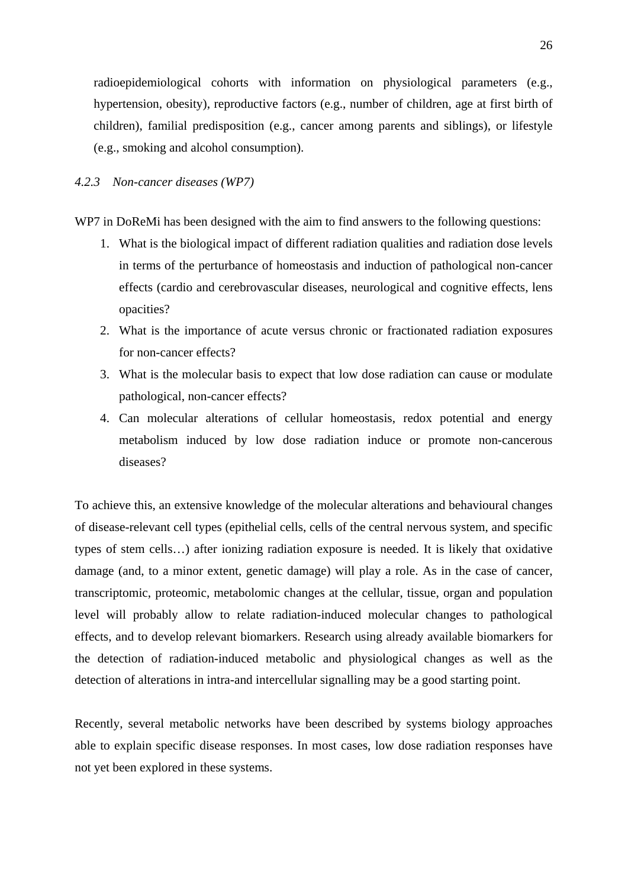radioepidemiological cohorts with information on physiological parameters (e.g., hypertension, obesity), reproductive factors (e.g., number of children, age at first birth of children), familial predisposition (e.g., cancer among parents and siblings), or lifestyle (e.g., smoking and alcohol consumption).

#### *4.2.3 Non-cancer diseases (WP7)*

WP7 in DoReMi has been designed with the aim to find answers to the following questions:

1. What is the biological impact of different radiation qualities and radiation dose levels in terms of the perturbance of homeostasis and induction of pathological non-cancer effects (cardio and cerebrovascular diseases, neurological and cognitive effects, lens opacities?
2. What is the importance of acute versus chronic or fractionated radiation exposures for non-cancer effects?
3. What is the molecular basis to expect that low dose radiation can cause or modulate pathological, non-cancer effects?
4. Can molecular alterations of cellular homeostasis, redox potential and energy metabolism induced by low dose radiation induce or promote non-cancerous diseases?

To achieve this, an extensive knowledge of the molecular alterations and behavioural changes of disease-relevant cell types (epithelial cells, cells of the central nervous system, and specific types of stem cells…) after ionizing radiation exposure is needed. It is likely that oxidative damage (and, to a minor extent, genetic damage) will play a role. As in the case of cancer, transcriptomic, proteomic, metabolomic changes at the cellular, tissue, organ and population level will probably allow to relate radiation-induced molecular changes to pathological effects, and to develop relevant biomarkers. Research using already available biomarkers for the detection of radiation-induced metabolic and physiological changes as well as the detection of alterations in intra-and intercellular signalling may be a good starting point.

Recently, several metabolic networks have been described by systems biology approaches able to explain specific disease responses. In most cases, low dose radiation responses have not yet been explored in these systems.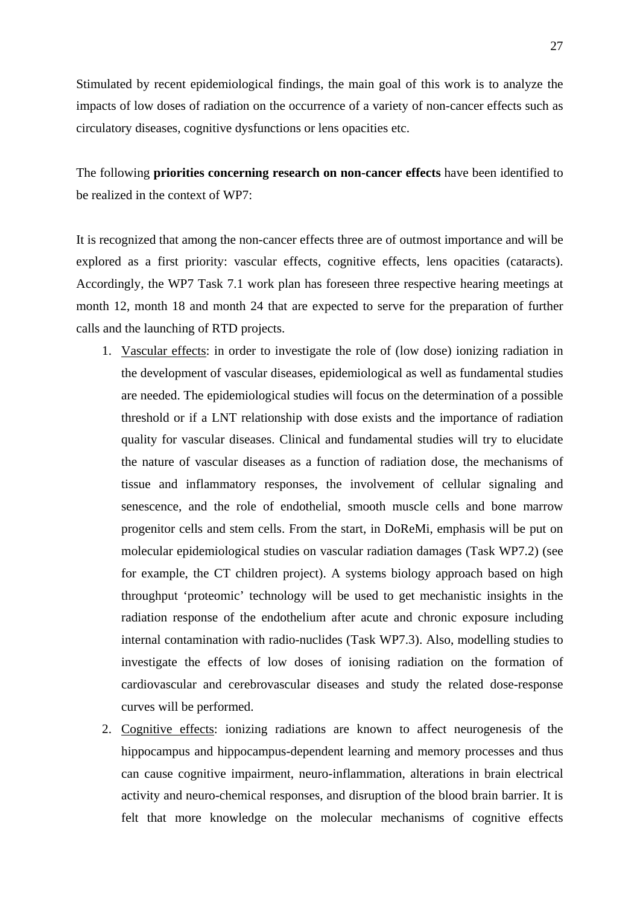Stimulated by recent epidemiological findings, the main goal of this work is to analyze the impacts of low doses of radiation on the occurrence of a variety of non-cancer effects such as circulatory diseases, cognitive dysfunctions or lens opacities etc.

The following **priorities concerning research on non-cancer effects** have been identified to be realized in the context of WP7:

It is recognized that among the non-cancer effects three are of outmost importance and will be explored as a first priority: vascular effects, cognitive effects, lens opacities (cataracts). Accordingly, the WP7 Task 7.1 work plan has foreseen three respective hearing meetings at month 12, month 18 and month 24 that are expected to serve for the preparation of further calls and the launching of RTD projects.

1. Vascular effects: in order to investigate the role of (low dose) ionizing radiation in the development of vascular diseases, epidemiological as well as fundamental studies are needed. The epidemiological studies will focus on the determination of a possible threshold or if a LNT relationship with dose exists and the importance of radiation quality for vascular diseases. Clinical and fundamental studies will try to elucidate the nature of vascular diseases as a function of radiation dose, the mechanisms of tissue and inflammatory responses, the involvement of cellular signaling and senescence, and the role of endothelial, smooth muscle cells and bone marrow progenitor cells and stem cells. From the start, in DoReMi, emphasis will be put on molecular epidemiological studies on vascular radiation damages (Task WP7.2) (see for example, the CT children project). A systems biology approach based on high throughput 'proteomic' technology will be used to get mechanistic insights in the radiation response of the endothelium after acute and chronic exposure including internal contamination with radio-nuclides (Task WP7.3). Also, modelling studies to investigate the effects of low doses of ionising radiation on the formation of cardiovascular and cerebrovascular diseases and study the related dose-response curves will be performed.
2. Cognitive effects: ionizing radiations are known to affect neurogenesis of the hippocampus and hippocampus-dependent learning and memory processes and thus can cause cognitive impairment, neuro-inflammation, alterations in brain electrical activity and neuro-chemical responses, and disruption of the blood brain barrier. It is felt that more knowledge on the molecular mechanisms of cognitive effects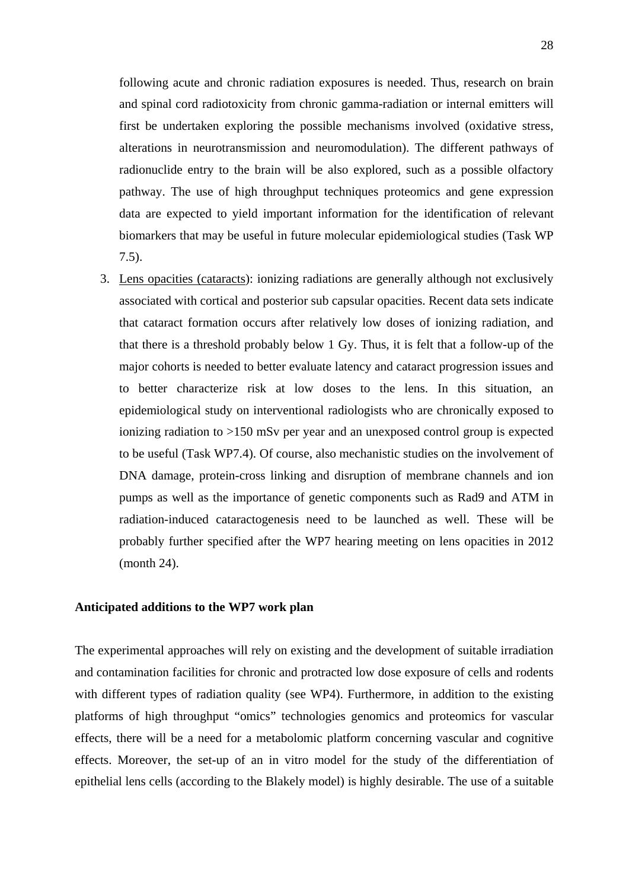following acute and chronic radiation exposures is needed. Thus, research on brain and spinal cord radiotoxicity from chronic gamma-radiation or internal emitters will first be undertaken exploring the possible mechanisms involved (oxidative stress, alterations in neurotransmission and neuromodulation). The different pathways of radionuclide entry to the brain will be also explored, such as a possible olfactory pathway. The use of high throughput techniques proteomics and gene expression data are expected to yield important information for the identification of relevant biomarkers that may be useful in future molecular epidemiological studies (Task WP 7.5).

3. Lens opacities (cataracts): ionizing radiations are generally although not exclusively associated with cortical and posterior sub capsular opacities. Recent data sets indicate that cataract formation occurs after relatively low doses of ionizing radiation, and that there is a threshold probably below 1 Gy. Thus, it is felt that a follow-up of the major cohorts is needed to better evaluate latency and cataract progression issues and to better characterize risk at low doses to the lens. In this situation, an epidemiological study on interventional radiologists who are chronically exposed to ionizing radiation to >150 mSv per year and an unexposed control group is expected to be useful (Task WP7.4). Of course, also mechanistic studies on the involvement of DNA damage, protein-cross linking and disruption of membrane channels and ion pumps as well as the importance of genetic components such as Rad9 and ATM in radiation-induced cataractogenesis need to be launched as well. These will be probably further specified after the WP7 hearing meeting on lens opacities in 2012 (month 24).

**Anticipated additions to the WP7 work plan**

The experimental approaches will rely on existing and the development of suitable irradiation and contamination facilities for chronic and protracted low dose exposure of cells and rodents with different types of radiation quality (see WP4). Furthermore, in addition to the existing platforms of high throughput “omics” technologies genomics and proteomics for vascular effects, there will be a need for a metabolomic platform concerning vascular and cognitive effects. Moreover, the set-up of an in vitro model for the study of the differentiation of epithelial lens cells (according to the Blakely model) is highly desirable. The use of a suitable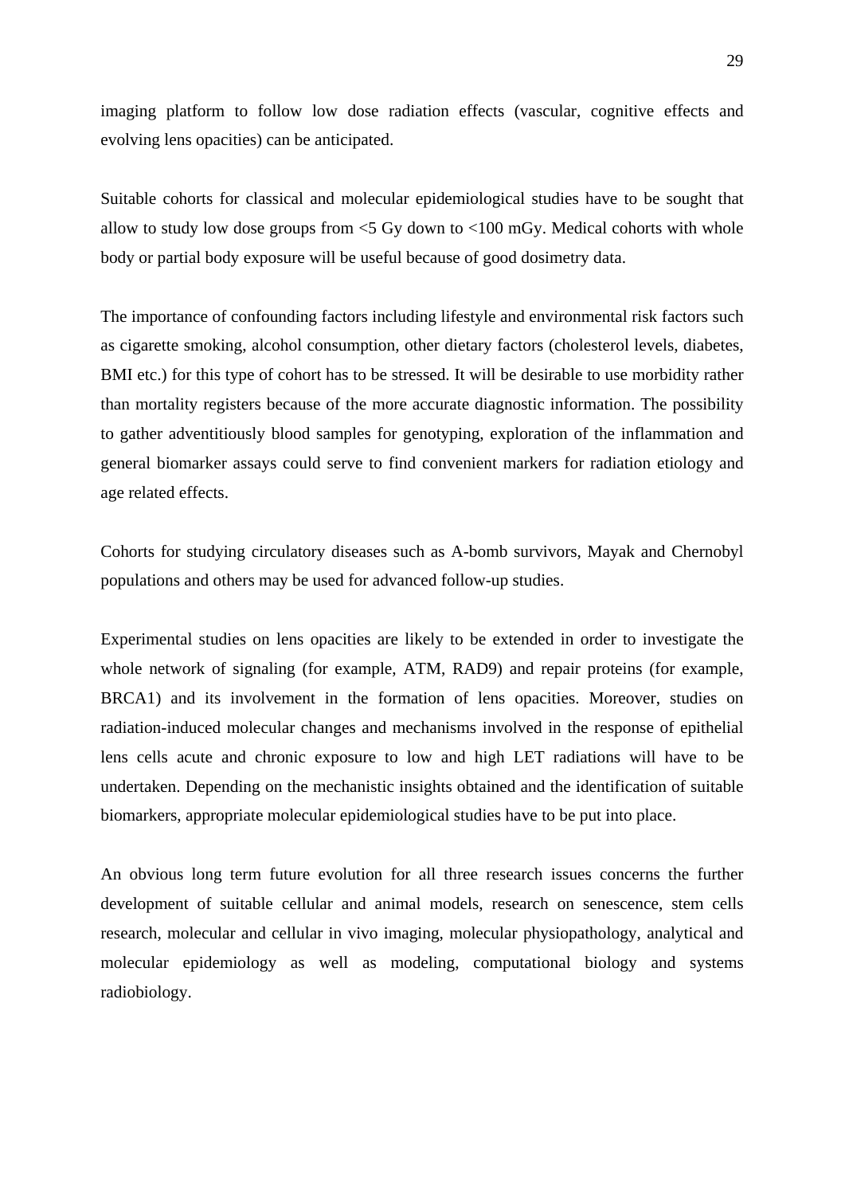imaging platform to follow low dose radiation effects (vascular, cognitive effects and evolving lens opacities) can be anticipated.

Suitable cohorts for classical and molecular epidemiological studies have to be sought that allow to study low dose groups from <5 Gy down to <100 mGy. Medical cohorts with whole body or partial body exposure will be useful because of good dosimetry data.

The importance of confounding factors including lifestyle and environmental risk factors such as cigarette smoking, alcohol consumption, other dietary factors (cholesterol levels, diabetes, BMI etc.) for this type of cohort has to be stressed. It will be desirable to use morbidity rather than mortality registers because of the more accurate diagnostic information. The possibility to gather adventitiously blood samples for genotyping, exploration of the inflammation and general biomarker assays could serve to find convenient markers for radiation etiology and age related effects.

Cohorts for studying circulatory diseases such as A-bomb survivors, Mayak and Chernobyl populations and others may be used for advanced follow-up studies.

Experimental studies on lens opacities are likely to be extended in order to investigate the whole network of signaling (for example, ATM, RAD9) and repair proteins (for example, BRCA1) and its involvement in the formation of lens opacities. Moreover, studies on radiation-induced molecular changes and mechanisms involved in the response of epithelial lens cells acute and chronic exposure to low and high LET radiations will have to be undertaken. Depending on the mechanistic insights obtained and the identification of suitable biomarkers, appropriate molecular epidemiological studies have to be put into place.

An obvious long term future evolution for all three research issues concerns the further development of suitable cellular and animal models, research on senescence, stem cells research, molecular and cellular in vivo imaging, molecular physiopathology, analytical and molecular epidemiology as well as modeling, computational biology and systems radiobiology.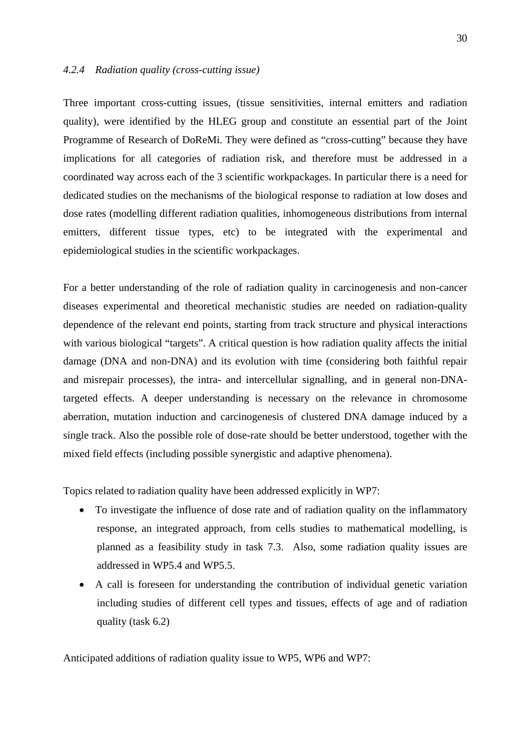### *4.2.4 Radiation quality (cross-cutting issue)*

Three important cross-cutting issues, (tissue sensitivities, internal emitters and radiation quality), were identified by the HLEG group and constitute an essential part of the Joint Programme of Research of DoReMi. They were defined as "cross-cutting" because they have implications for all categories of radiation risk, and therefore must be addressed in a coordinated way across each of the 3 scientific workpackages. In particular there is a need for dedicated studies on the mechanisms of the biological response to radiation at low doses and dose rates (modelling different radiation qualities, inhomogeneous distributions from internal emitters, different tissue types, etc) to be integrated with the experimental and epidemiological studies in the scientific workpackages.

For a better understanding of the role of radiation quality in carcinogenesis and non-cancer diseases experimental and theoretical mechanistic studies are needed on radiation-quality dependence of the relevant end points, starting from track structure and physical interactions with various biological "targets". A critical question is how radiation quality affects the initial damage (DNA and non-DNA) and its evolution with time (considering both faithful repair and misrepair processes), the intra- and intercellular signalling, and in general non-DNA-targeted effects. A deeper understanding is necessary on the relevance in chromosome aberration, mutation induction and carcinogenesis of clustered DNA damage induced by a single track. Also the possible role of dose-rate should be better understood, together with the mixed field effects (including possible synergistic and adaptive phenomena).

Topics related to radiation quality have been addressed explicitly in WP7:

- To investigate the influence of dose rate and of radiation quality on the inflammatory response, an integrated approach, from cells studies to mathematical modelling, is planned as a feasibility study in task 7.3. Also, some radiation quality issues are addressed in WP5.4 and WP5.5.
- A call is foreseen for understanding the contribution of individual genetic variation including studies of different cell types and tissues, effects of age and of radiation quality (task 6.2)

Anticipated additions of radiation quality issue to WP5, WP6 and WP7: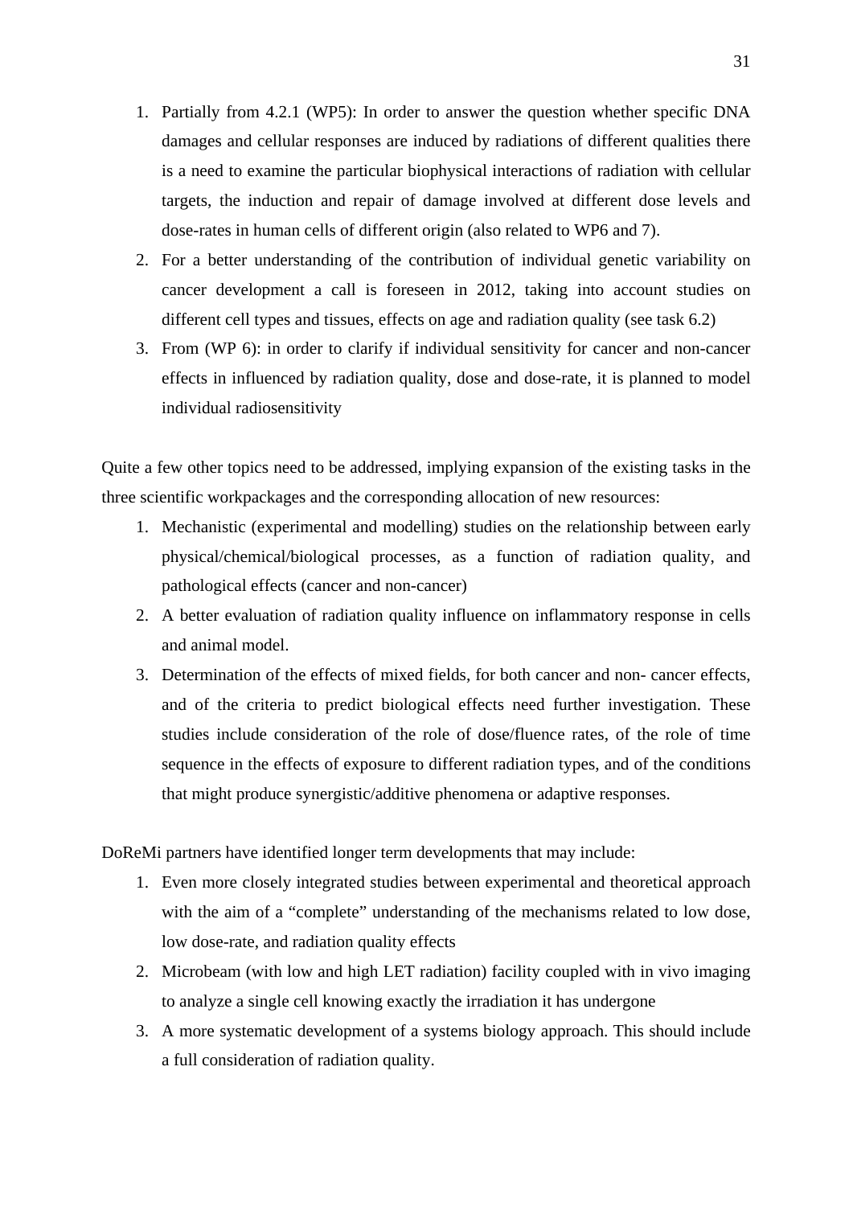1. Partially from 4.2.1 (WP5): In order to answer the question whether specific DNA damages and cellular responses are induced by radiations of different qualities there is a need to examine the particular biophysical interactions of radiation with cellular targets, the induction and repair of damage involved at different dose levels and dose-rates in human cells of different origin (also related to WP6 and 7).
2. For a better understanding of the contribution of individual genetic variability on cancer development a call is foreseen in 2012, taking into account studies on different cell types and tissues, effects on age and radiation quality (see task 6.2)
3. From (WP 6): in order to clarify if individual sensitivity for cancer and non-cancer effects in influenced by radiation quality, dose and dose-rate, it is planned to model individual radiosensitivity

Quite a few other topics need to be addressed, implying expansion of the existing tasks in the three scientific workpackages and the corresponding allocation of new resources:

1. Mechanistic (experimental and modelling) studies on the relationship between early physical/chemical/biological processes, as a function of radiation quality, and pathological effects (cancer and non-cancer)
2. A better evaluation of radiation quality influence on inflammatory response in cells and animal model.
3. Determination of the effects of mixed fields, for both cancer and non- cancer effects, and of the criteria to predict biological effects need further investigation. These studies include consideration of the role of dose/fluence rates, of the role of time sequence in the effects of exposure to different radiation types, and of the conditions that might produce synergistic/additive phenomena or adaptive responses.

DoReMi partners have identified longer term developments that may include:

1. Even more closely integrated studies between experimental and theoretical approach with the aim of a “complete” understanding of the mechanisms related to low dose, low dose-rate, and radiation quality effects
2. Microbeam (with low and high LET radiation) facility coupled with in vivo imaging to analyze a single cell knowing exactly the irradiation it has undergone
3. A more systematic development of a systems biology approach. This should include a full consideration of radiation quality.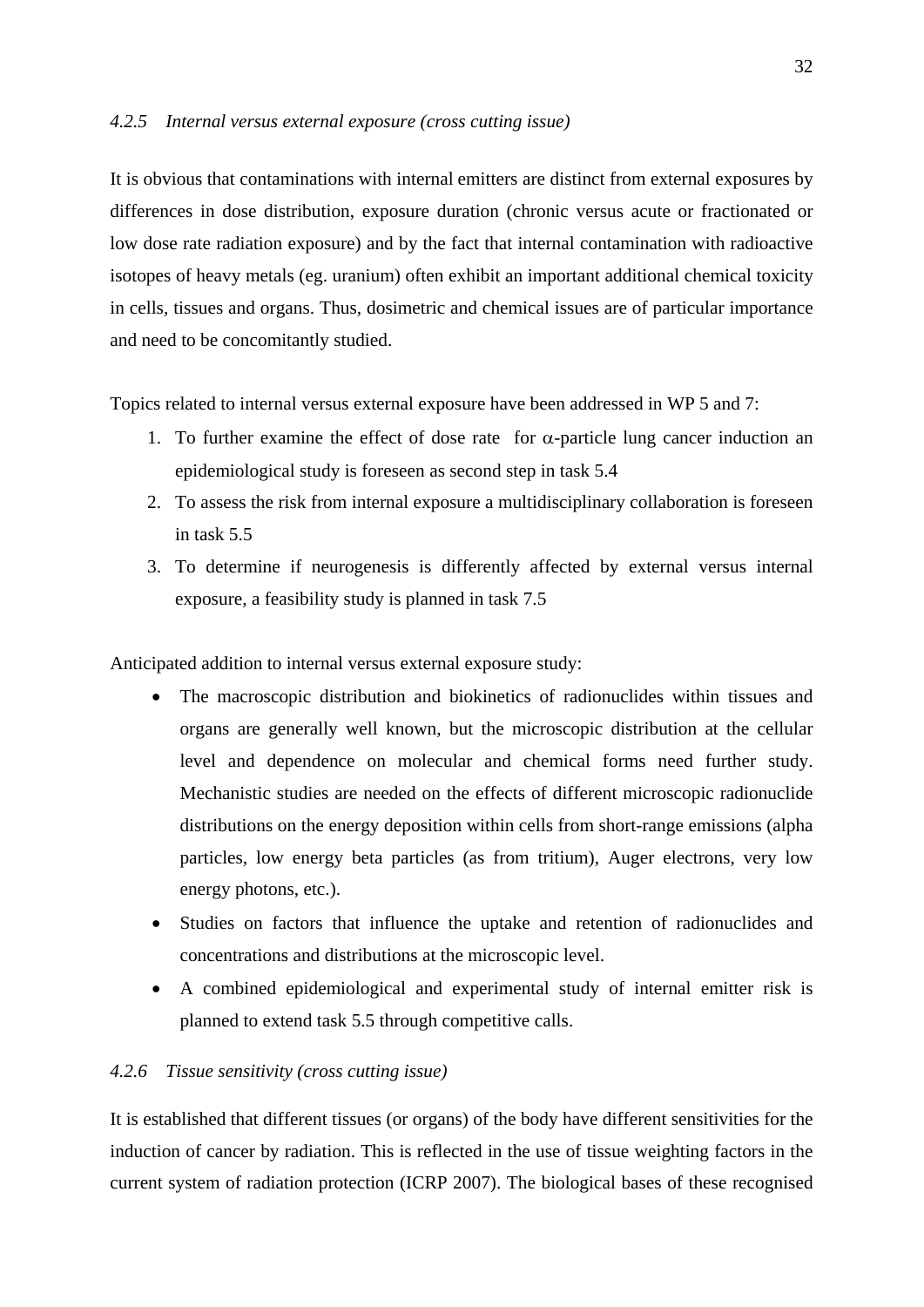### *4.2.5 Internal versus external exposure (cross cutting issue)*

It is obvious that contaminations with internal emitters are distinct from external exposures by differences in dose distribution, exposure duration (chronic versus acute or fractionated or low dose rate radiation exposure) and by the fact that internal contamination with radioactive isotopes of heavy metals (eg. uranium) often exhibit an important additional chemical toxicity in cells, tissues and organs. Thus, dosimetric and chemical issues are of particular importance and need to be concomitantly studied.

Topics related to internal versus external exposure have been addressed in WP 5 and 7:

1. To further examine the effect of dose rate for $\alpha$-particle lung cancer induction an epidemiological study is foreseen as second step in task 5.4
2. To assess the risk from internal exposure a multidisciplinary collaboration is foreseen in task 5.5
3. To determine if neurogenesis is differently affected by external versus internal exposure, a feasibility study is planned in task 7.5

Anticipated addition to internal versus external exposure study:

- The macroscopic distribution and biokinetics of radionuclides within tissues and organs are generally well known, but the microscopic distribution at the cellular level and dependence on molecular and chemical forms need further study. Mechanistic studies are needed on the effects of different microscopic radionuclide distributions on the energy deposition within cells from short-range emissions (alpha particles, low energy beta particles (as from tritium), Auger electrons, very low energy photons, etc.).
- Studies on factors that influence the uptake and retention of radionuclides and concentrations and distributions at the microscopic level.
- A combined epidemiological and experimental study of internal emitter risk is planned to extend task 5.5 through competitive calls.

### *4.2.6 Tissue sensitivity (cross cutting issue)*

It is established that different tissues (or organs) of the body have different sensitivities for the induction of cancer by radiation. This is reflected in the use of tissue weighting factors in the current system of radiation protection (ICRP 2007). The biological bases of these recognised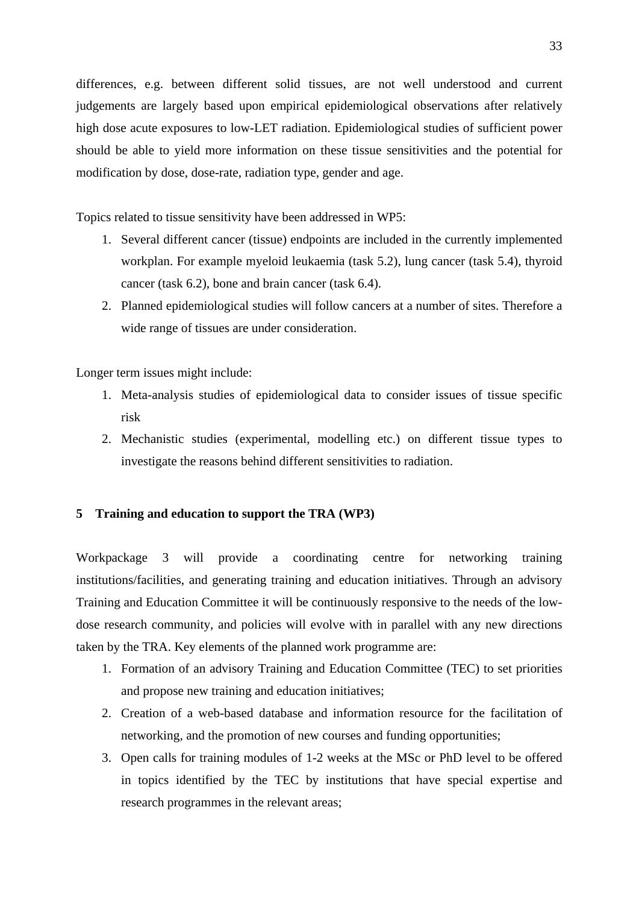differences, e.g. between different solid tissues, are not well understood and current judgements are largely based upon empirical epidemiological observations after relatively high dose acute exposures to low-LET radiation. Epidemiological studies of sufficient power should be able to yield more information on these tissue sensitivities and the potential for modification by dose, dose-rate, radiation type, gender and age.

Topics related to tissue sensitivity have been addressed in WP5:

1. Several different cancer (tissue) endpoints are included in the currently implemented workplan. For example myeloid leukaemia (task 5.2), lung cancer (task 5.4), thyroid cancer (task 6.2), bone and brain cancer (task 6.4).
2. Planned epidemiological studies will follow cancers at a number of sites. Therefore a wide range of tissues are under consideration.

Longer term issues might include:

1. Meta-analysis studies of epidemiological data to consider issues of tissue specific risk
2. Mechanistic studies (experimental, modelling etc.) on different tissue types to investigate the reasons behind different sensitivities to radiation.

## 5 Training and education to support the TRA (WP3)

Workpackage 3 will provide a coordinating centre for networking training institutions/facilities, and generating training and education initiatives. Through an advisory Training and Education Committee it will be continuously responsive to the needs of the low-dose research community, and policies will evolve with in parallel with any new directions taken by the TRA. Key elements of the planned work programme are:

1. Formation of an advisory Training and Education Committee (TEC) to set priorities and propose new training and education initiatives;
2. Creation of a web-based database and information resource for the facilitation of networking, and the promotion of new courses and funding opportunities;
3. Open calls for training modules of 1-2 weeks at the MSc or PhD level to be offered in topics identified by the TEC by institutions that have special expertise and research programmes in the relevant areas;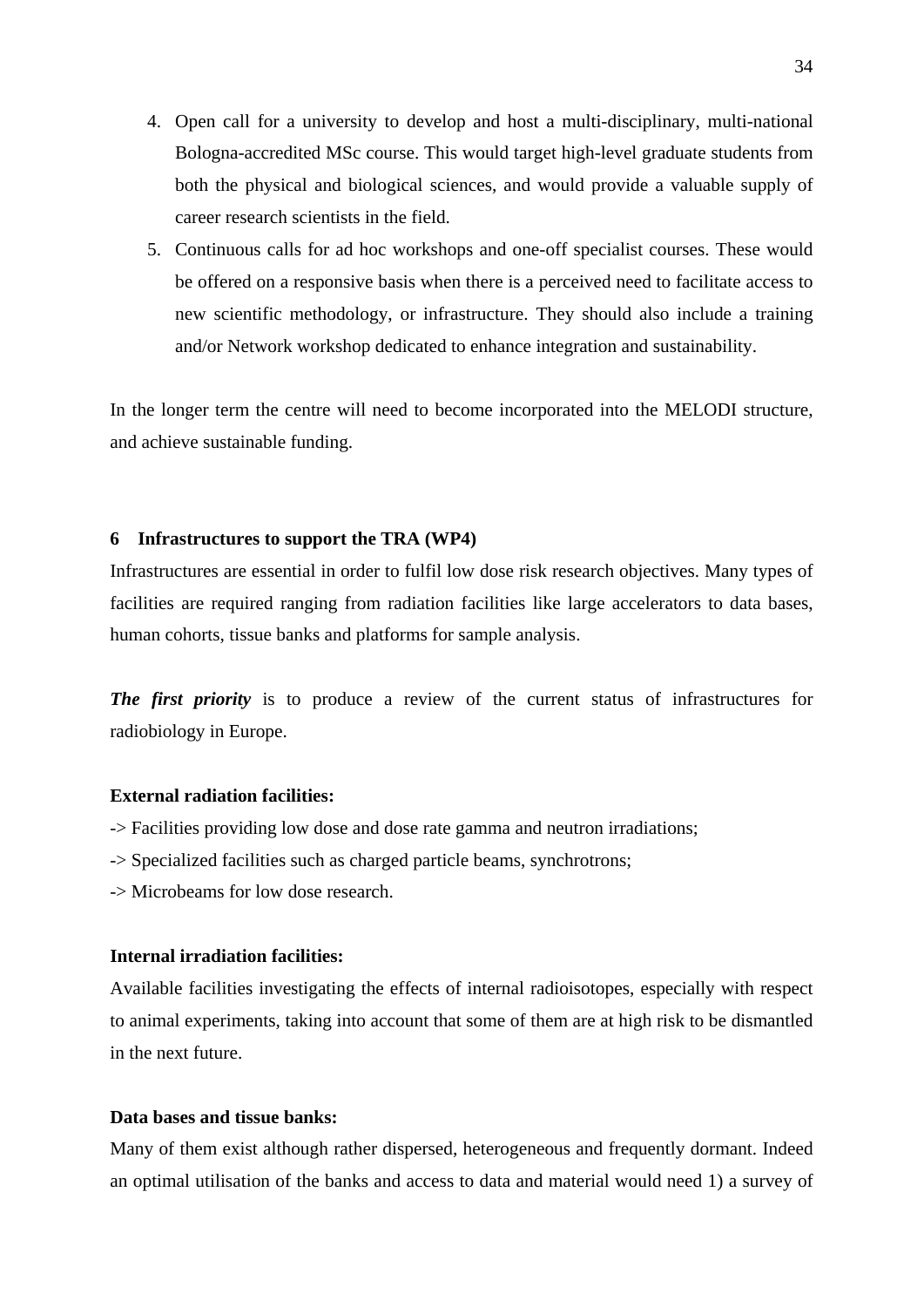4. Open call for a university to develop and host a multi-disciplinary, multi-national Bologna-accredited MSc course. This would target high-level graduate students from both the physical and biological sciences, and would provide a valuable supply of career research scientists in the field.
5. Continuous calls for ad hoc workshops and one-off specialist courses. These would be offered on a responsive basis when there is a perceived need to facilitate access to new scientific methodology, or infrastructure. They should also include a training and/or Network workshop dedicated to enhance integration and sustainability.

In the longer term the centre will need to become incorporated into the MELODI structure, and achieve sustainable funding.

## 6 Infrastructures to support the TRA (WP4)

Infrastructures are essential in order to fulfil low dose risk research objectives. Many types of facilities are required ranging from radiation facilities like large accelerators to data bases, human cohorts, tissue banks and platforms for sample analysis.

***The first priority*** is to produce a review of the current status of infrastructures for radiobiology in Europe.

**External radiation facilities:**

-> Facilities providing low dose and dose rate gamma and neutron irradiations;

-> Specialized facilities such as charged particle beams, synchrotrons;

-> Microbeams for low dose research.

**Internal irradiation facilities:**

Available facilities investigating the effects of internal radioisotopes, especially with respect to animal experiments, taking into account that some of them are at high risk to be dismantled in the next future.

**Data bases and tissue banks:**

Many of them exist although rather dispersed, heterogeneous and frequently dormant. Indeed an optimal utilisation of the banks and access to data and material would need 1) a survey of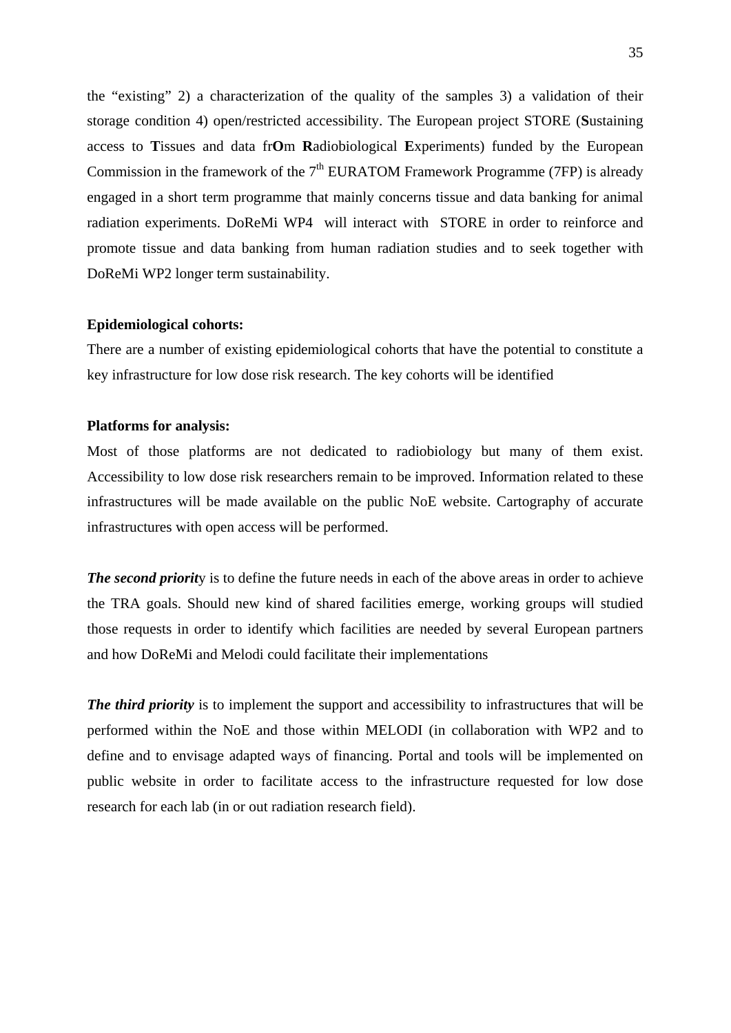the "existing" 2) a characterization of the quality of the samples 3) a validation of their storage condition 4) open/restricted accessibility. The European project STORE (**S**ustaining access to **T**issues and data fr**O**m **R**adiobiological **E**xperiments) funded by the European Commission in the framework of the 7th EURATOM Framework Programme (7FP) is already engaged in a short term programme that mainly concerns tissue and data banking for animal radiation experiments. DoReMi WP4 will interact with STORE in order to reinforce and promote tissue and data banking from human radiation studies and to seek together with DoReMi WP2 longer term sustainability.

**Epidemiological cohorts:**

There are a number of existing epidemiological cohorts that have the potential to constitute a key infrastructure for low dose risk research. The key cohorts will be identified

**Platforms for analysis:**

Most of those platforms are not dedicated to radiobiology but many of them exist. Accessibility to low dose risk researchers remain to be improved. Information related to these infrastructures will be made available on the public NoE website. Cartography of accurate infrastructures with open access will be performed.

***The second priorit***y is to define the future needs in each of the above areas in order to achieve the TRA goals. Should new kind of shared facilities emerge, working groups will studied those requests in order to identify which facilities are needed by several European partners and how DoReMi and Melodi could facilitate their implementations

***The third priority*** is to implement the support and accessibility to infrastructures that will be performed within the NoE and those within MELODI (in collaboration with WP2 and to define and to envisage adapted ways of financing. Portal and tools will be implemented on public website in order to facilitate access to the infrastructure requested for low dose research for each lab (in or out radiation research field).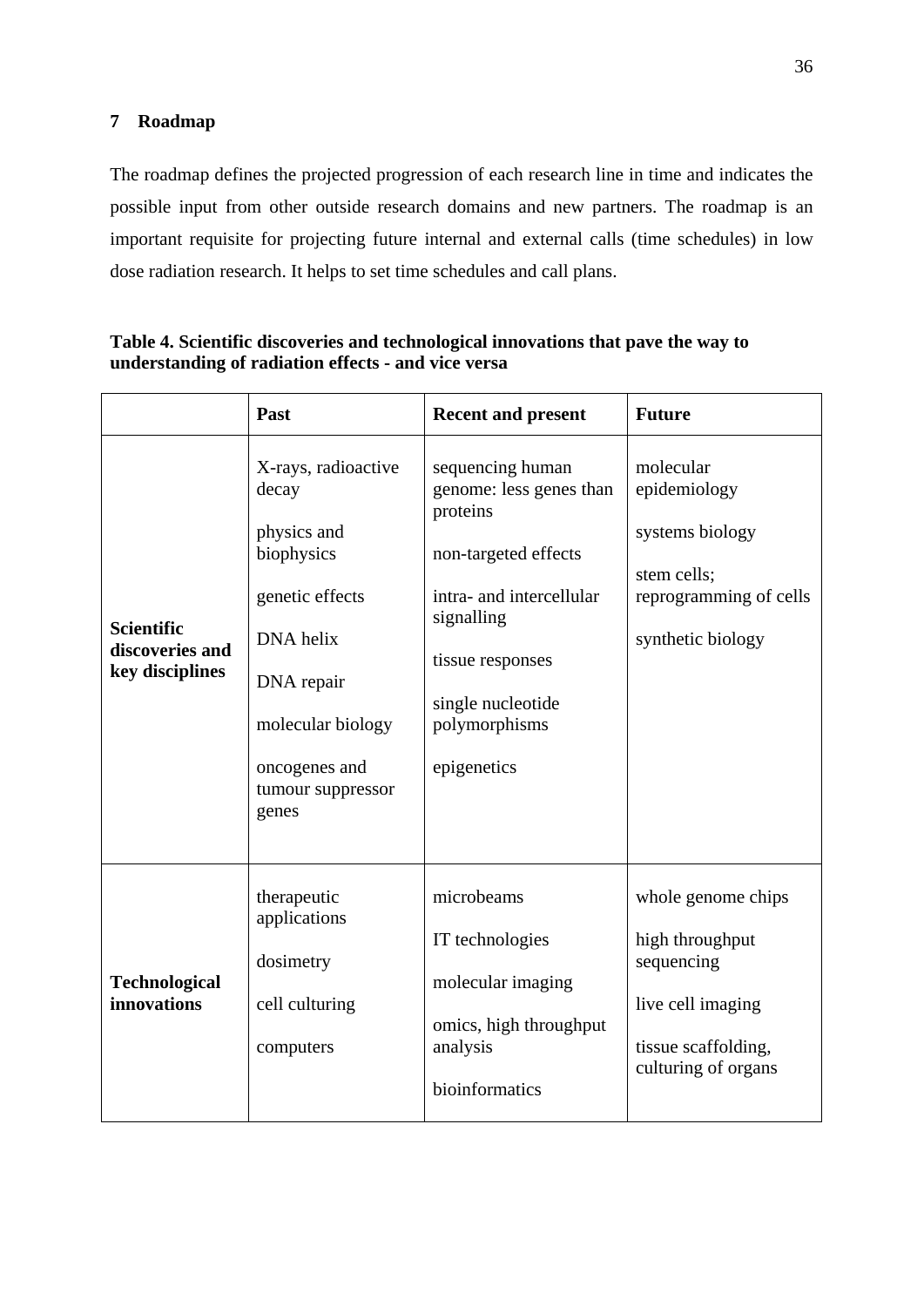# 7 Roadmap

The roadmap defines the projected progression of each research line in time and indicates the possible input from other outside research domains and new partners. The roadmap is an important requisite for projecting future internal and external calls (time schedules) in low dose radiation research. It helps to set time schedules and call plans.

**Table 4. Scientific discoveries and technological innovations that pave the way to understanding of radiation effects - and vice versa**

| | Past | Recent and present | Future |
|---|---|---|---|
| **Scientific discoveries and key disciplines** | X-rays, radioactive decay<br><br>physics and biophysics<br><br>genetic effects<br><br>DNA helix<br><br>DNA repair<br><br>molecular biology<br><br>oncogenes and tumour suppressor genes | sequencing human genome: less genes than proteins<br><br>non-targeted effects<br><br>intra- and intercellular signalling<br><br>tissue responses<br><br>single nucleotide polymorphisms<br><br>epigenetics | molecular epidemiology<br><br>systems biology<br><br>stem cells; reprogramming of cells<br><br>synthetic biology |
| **Technological innovations** | therapeutic applications<br><br>dosimetry<br><br>cell culturing<br><br>computers | microbeams<br><br>IT technologies<br><br>molecular imaging<br><br>omics, high throughput analysis<br><br>bioinformatics | whole genome chips<br><br>high throughput sequencing<br><br>live cell imaging<br><br>tissue scaffolding, culturing of organs |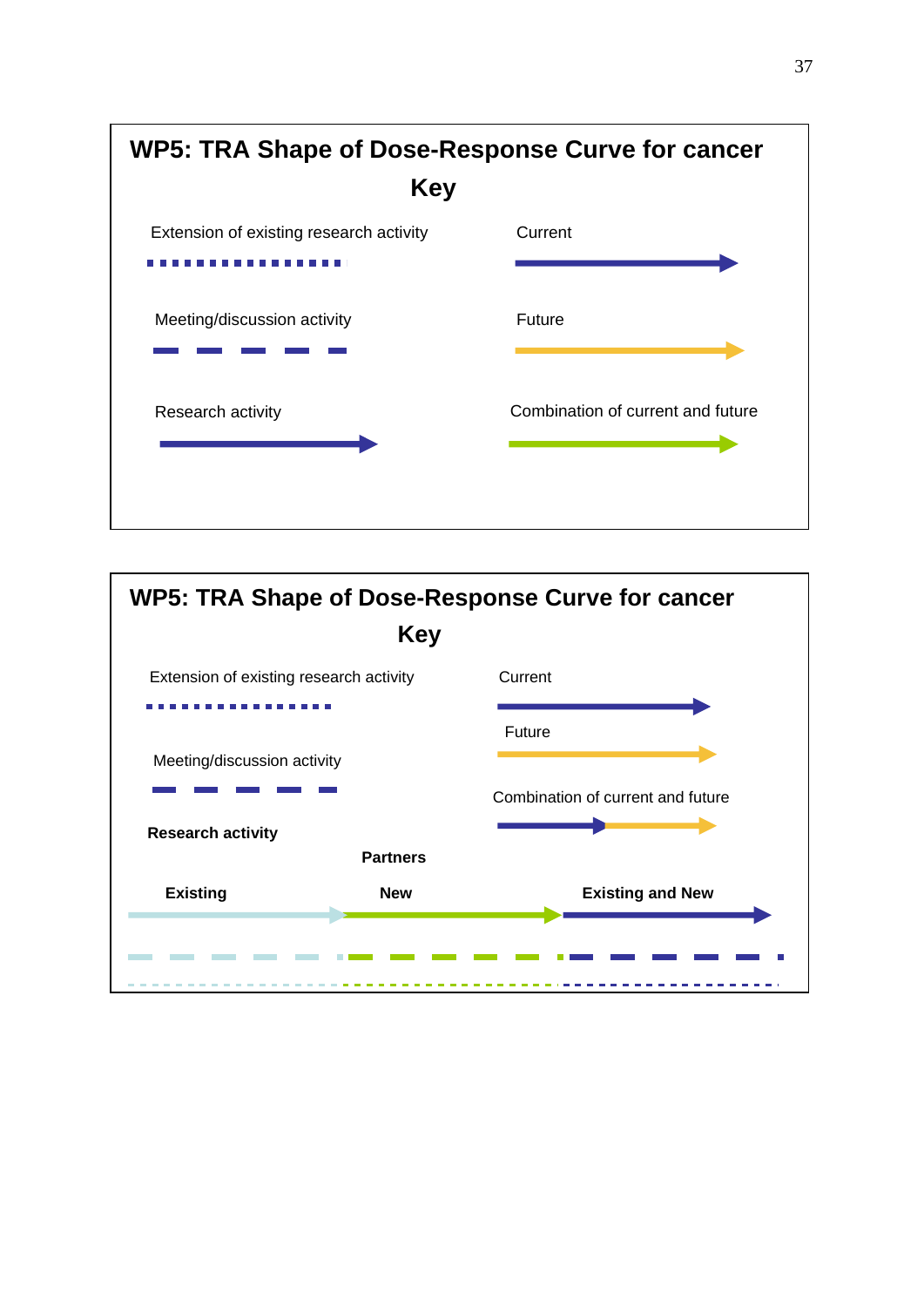## WP5: TRA Shape of Dose-Response Curve for cancer

### Key

Extension of existing research activity

Current

Meeting/discussion activity

Future

Research activity

Combination of current and future

## WP5: TRA Shape of Dose-Response Curve for cancer

### Key

Extension of existing research activity

Current

Future

Meeting/discussion activity

Combination of current and future

**Research activity**

**Partners**

**Existing** **New** **Existing and New**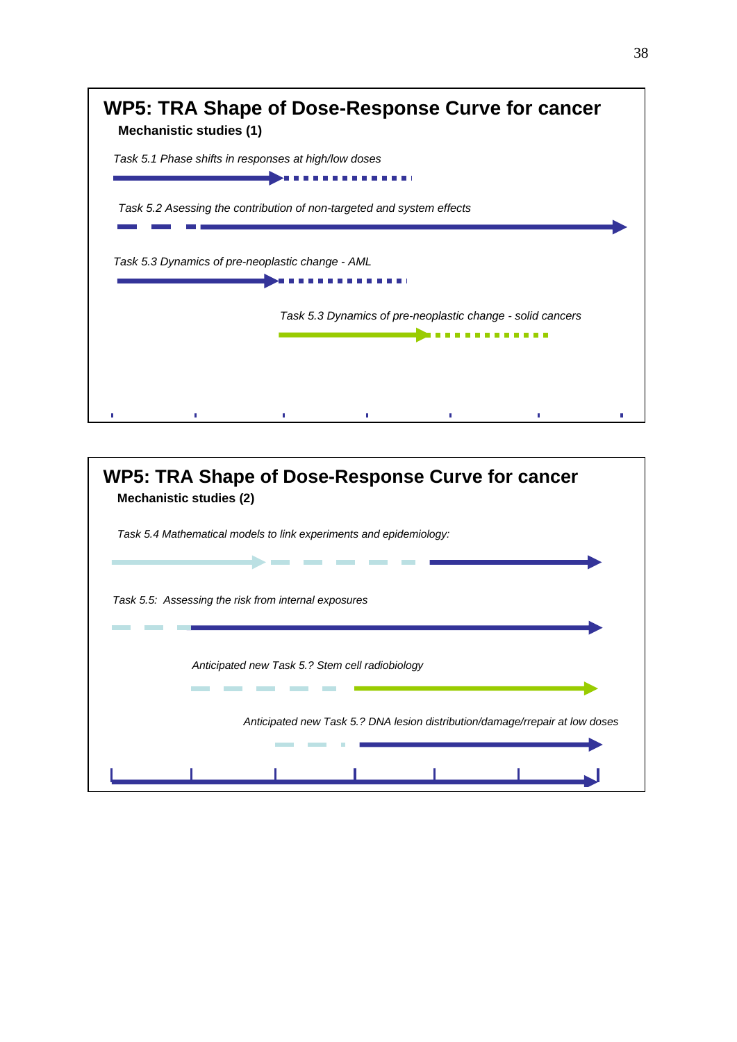## WP5: TRA Shape of Dose-Response Curve for cancer

**Mechanistic studies (1)**

*Task 5.1 Phase shifts in responses at high/low doses*

*Task 5.2 Asessing the contribution of non-targeted and system effects*

*Task 5.3 Dynamics of pre-neoplastic change - AML*

*Task 5.3 Dynamics of pre-neoplastic change - solid cancers*

## WP5: TRA Shape of Dose-Response Curve for cancer

**Mechanistic studies (2)**

*Task 5.4 Mathematical models to link experiments and epidemiology:*

*Task 5.5: Assessing the risk from internal exposures*

*Anticipated new Task 5.? Stem cell radiobiology*

*Anticipated new Task 5.? DNA lesion distribution/damage/rrepair at low doses*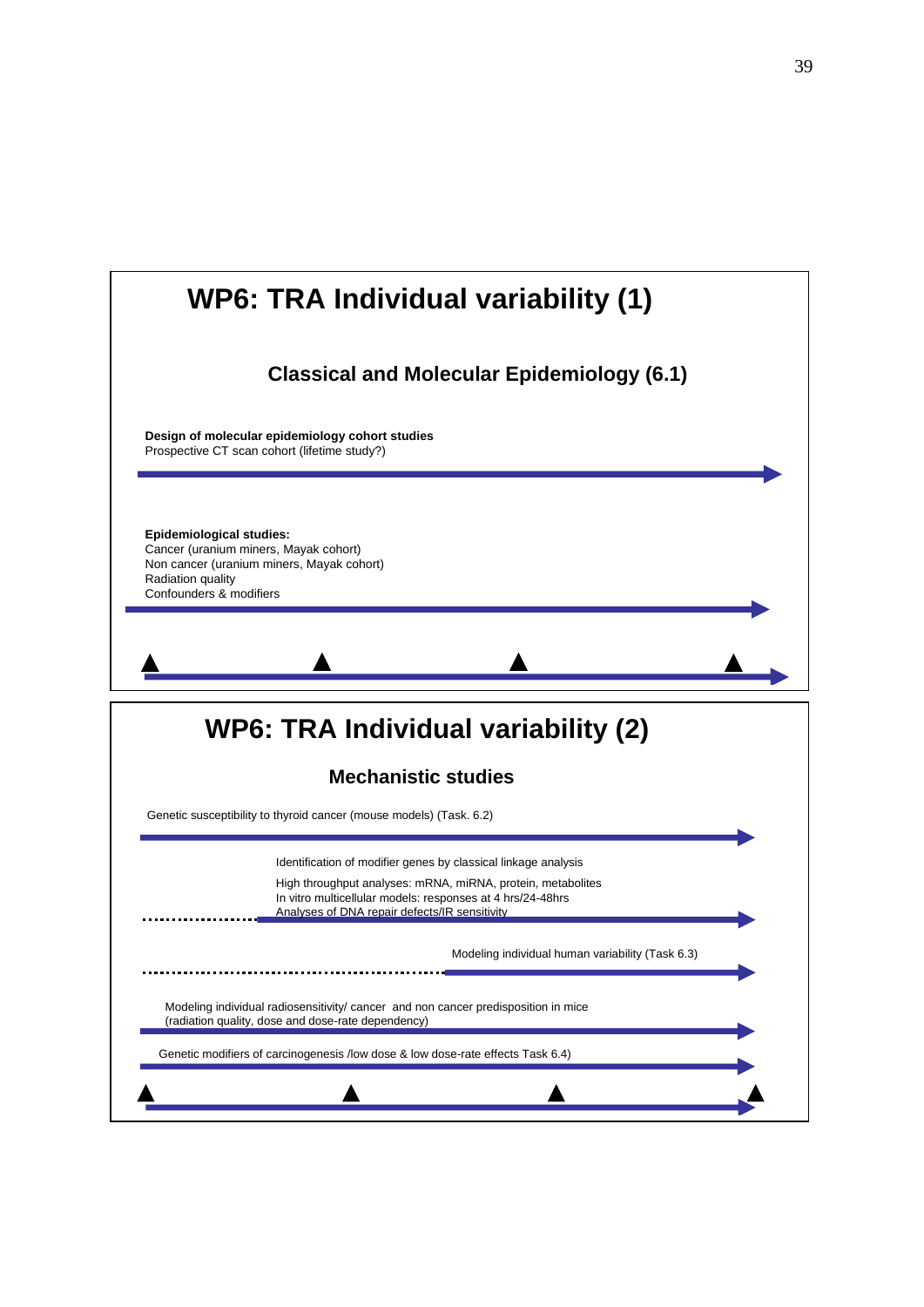## WP6: TRA Individual variability (1)

### Classical and Molecular Epidemiology (6.1)

**Design of molecular epidemiology cohort studies**
Prospective CT scan cohort (lifetime study?)

**Epidemiological studies:**
Cancer (uranium miners, Mayak cohort)
Non cancer (uranium miners, Mayak cohort)
Radiation quality
Confounders & modifiers

## WP6: TRA Individual variability (2)

### Mechanistic studies

Genetic susceptibility to thyroid cancer (mouse models) (Task. 6.2)

Identification of modifier genes by classical linkage analysis

High throughput analyses: mRNA, miRNA, protein, metabolites
In vitro multicellular models: responses at 4 hrs/24-48hrs
Analyses of DNA repair defects/IR sensitivity

Modeling individual human variability (Task 6.3)

Modeling individual radiosensitivity/ cancer and non cancer predisposition in mice
(radiation quality, dose and dose-rate dependency)

Genetic modifiers of carcinogenesis /low dose & low dose-rate effects Task 6.4)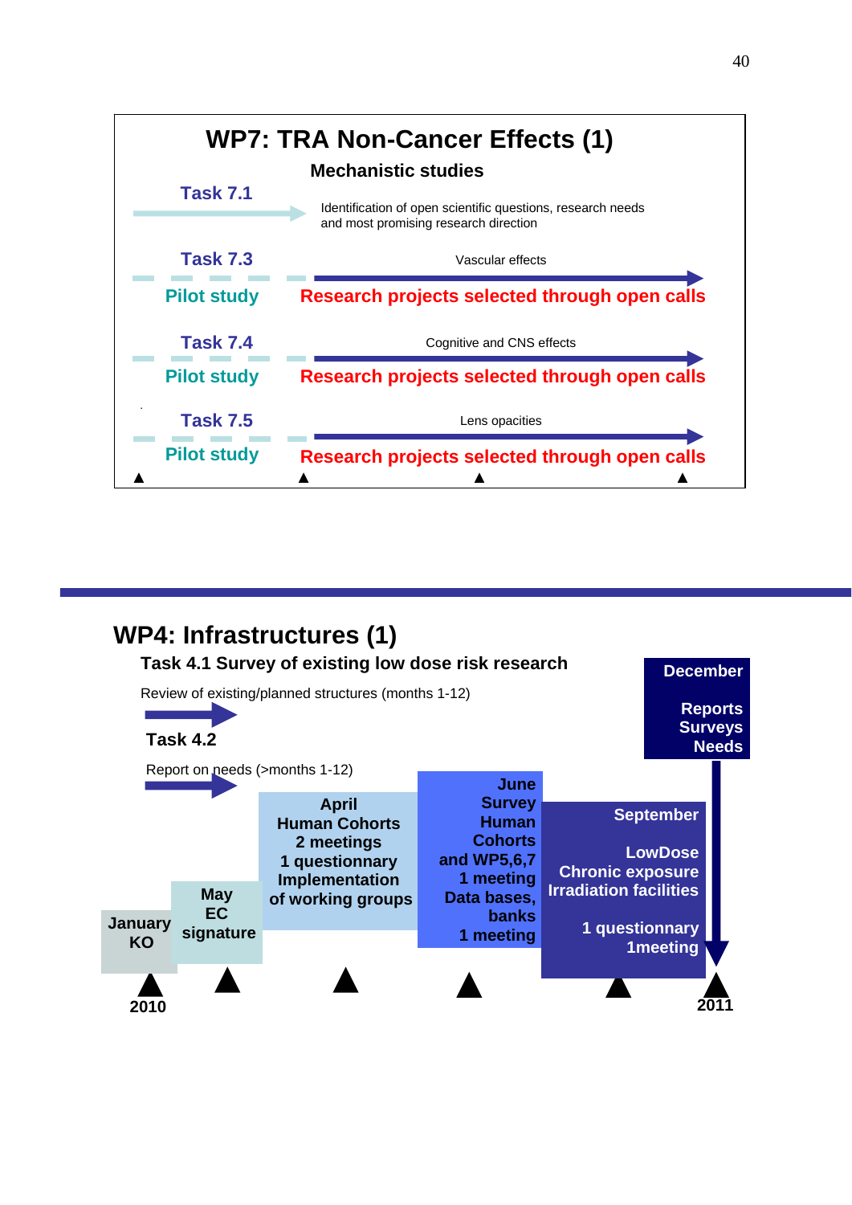## WP7: TRA Non-Cancer Effects (1)

**Mechanistic studies**

**Task 7.1**

Identification of open scientific questions, research needs and most promising research direction

**Task 7.3**

Vascular effects

**Pilot study** — **Research projects selected through open calls**

**Task 7.4**

Cognitive and CNS effects

**Pilot study** — **Research projects selected through open calls**

**Task 7.5**

Lens opacities

**Pilot study** — **Research projects selected through open calls**

## WP4: Infrastructures (1)

**Task 4.1 Survey of existing low dose risk research**

Review of existing/planned structures (months 1-12)

**Task 4.2**

Report on needs (>months 1-12)

- **January** KO (2010)
- **May** EC signature
- **April** Human Cohorts, 2 meetings, 1 questionnary, Implementation of working groups
- **June** Survey Human Cohorts and WP5,6,7, 1 meeting; Data bases, banks, 1 meeting
- **September** LowDose Chronic exposure Irradiation facilities; 1 questionnary, 1meeting
- **December** Reports, Surveys, Needs (2011)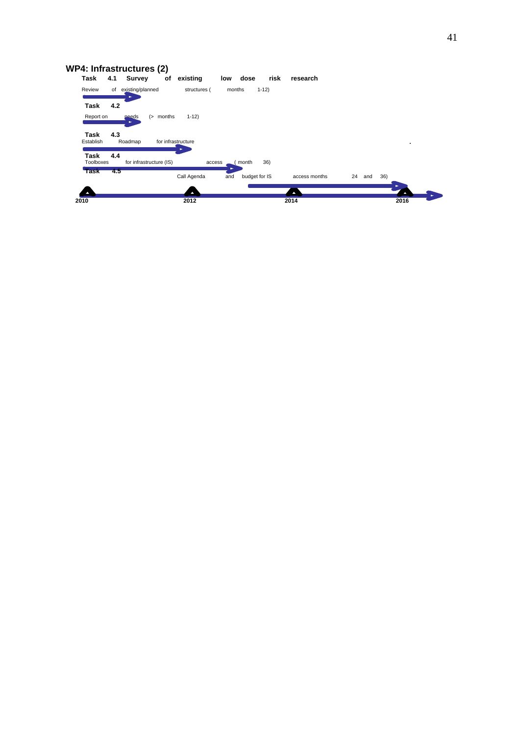## WP4: Infrastructures (2)

**Task 4.1 Survey of existing low dose risk research**

Review of existing/planned structures ( months 1-12)

**Task 4.2**

Report on needs (> months 1-12)

**Task 4.3**

Establish Roadmap for infrastructure

**Task 4.4**

Toolboxes for infrastructure (IS) access ( month 36)

**Task 4.5**

Call Agenda and budget for IS access months 24 and 36)

2010 2012 2014 2016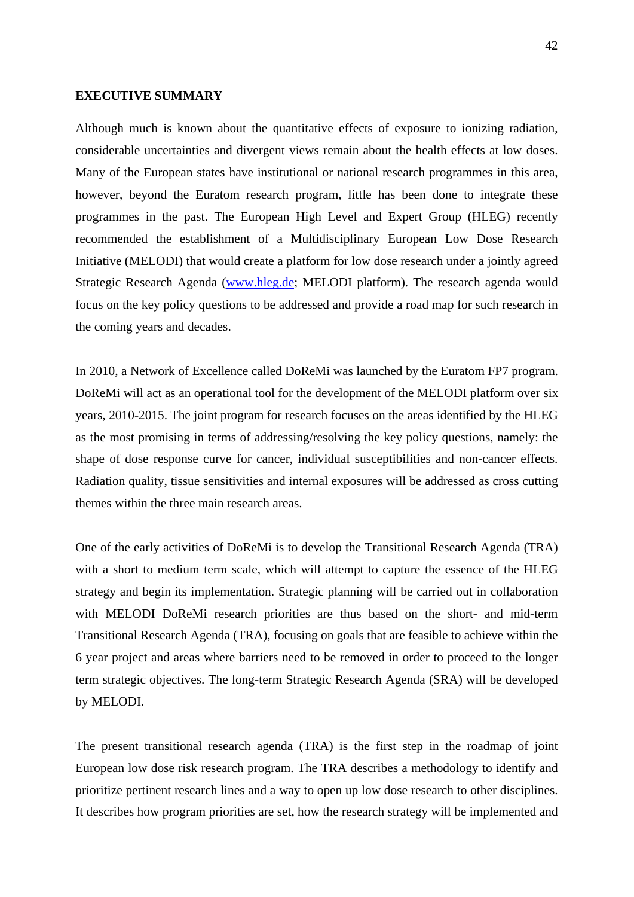**EXECUTIVE SUMMARY**

Although much is known about the quantitative effects of exposure to ionizing radiation, considerable uncertainties and divergent views remain about the health effects at low doses. Many of the European states have institutional or national research programmes in this area, however, beyond the Euratom research program, little has been done to integrate these programmes in the past. The European High Level and Expert Group (HLEG) recently recommended the establishment of a Multidisciplinary European Low Dose Research Initiative (MELODI) that would create a platform for low dose research under a jointly agreed Strategic Research Agenda (www.hleg.de; MELODI platform). The research agenda would focus on the key policy questions to be addressed and provide a road map for such research in the coming years and decades.

In 2010, a Network of Excellence called DoReMi was launched by the Euratom FP7 program. DoReMi will act as an operational tool for the development of the MELODI platform over six years, 2010-2015. The joint program for research focuses on the areas identified by the HLEG as the most promising in terms of addressing/resolving the key policy questions, namely: the shape of dose response curve for cancer, individual susceptibilities and non-cancer effects. Radiation quality, tissue sensitivities and internal exposures will be addressed as cross cutting themes within the three main research areas.

One of the early activities of DoReMi is to develop the Transitional Research Agenda (TRA) with a short to medium term scale, which will attempt to capture the essence of the HLEG strategy and begin its implementation. Strategic planning will be carried out in collaboration with MELODI DoReMi research priorities are thus based on the short- and mid-term Transitional Research Agenda (TRA), focusing on goals that are feasible to achieve within the 6 year project and areas where barriers need to be removed in order to proceed to the longer term strategic objectives. The long-term Strategic Research Agenda (SRA) will be developed by MELODI.

The present transitional research agenda (TRA) is the first step in the roadmap of joint European low dose risk research program. The TRA describes a methodology to identify and prioritize pertinent research lines and a way to open up low dose research to other disciplines. It describes how program priorities are set, how the research strategy will be implemented and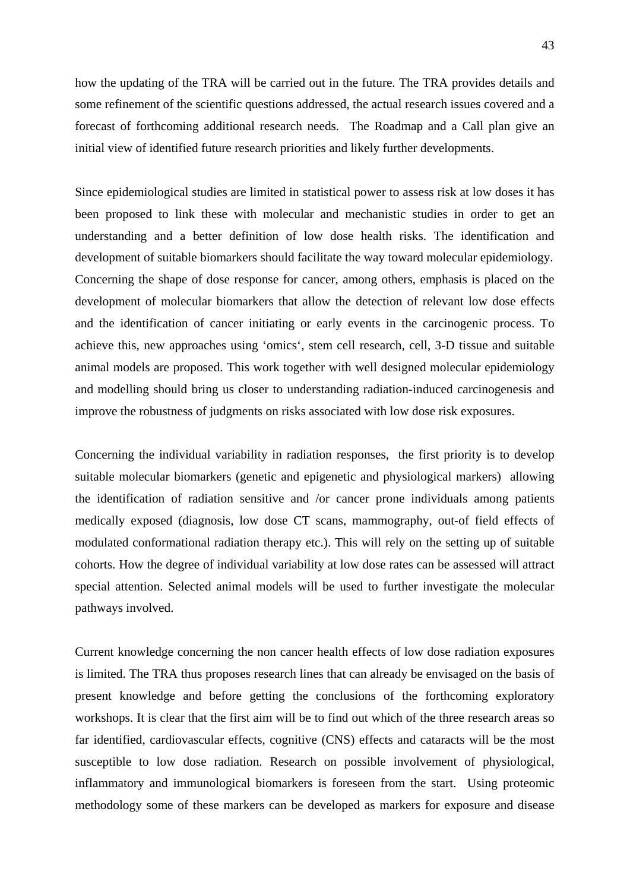how the updating of the TRA will be carried out in the future. The TRA provides details and some refinement of the scientific questions addressed, the actual research issues covered and a forecast of forthcoming additional research needs. The Roadmap and a Call plan give an initial view of identified future research priorities and likely further developments.

Since epidemiological studies are limited in statistical power to assess risk at low doses it has been proposed to link these with molecular and mechanistic studies in order to get an understanding and a better definition of low dose health risks. The identification and development of suitable biomarkers should facilitate the way toward molecular epidemiology. Concerning the shape of dose response for cancer, among others, emphasis is placed on the development of molecular biomarkers that allow the detection of relevant low dose effects and the identification of cancer initiating or early events in the carcinogenic process. To achieve this, new approaches using 'omics', stem cell research, cell, 3-D tissue and suitable animal models are proposed. This work together with well designed molecular epidemiology and modelling should bring us closer to understanding radiation-induced carcinogenesis and improve the robustness of judgments on risks associated with low dose risk exposures.

Concerning the individual variability in radiation responses, the first priority is to develop suitable molecular biomarkers (genetic and epigenetic and physiological markers) allowing the identification of radiation sensitive and /or cancer prone individuals among patients medically exposed (diagnosis, low dose CT scans, mammography, out-of field effects of modulated conformational radiation therapy etc.). This will rely on the setting up of suitable cohorts. How the degree of individual variability at low dose rates can be assessed will attract special attention. Selected animal models will be used to further investigate the molecular pathways involved.

Current knowledge concerning the non cancer health effects of low dose radiation exposures is limited. The TRA thus proposes research lines that can already be envisaged on the basis of present knowledge and before getting the conclusions of the forthcoming exploratory workshops. It is clear that the first aim will be to find out which of the three research areas so far identified, cardiovascular effects, cognitive (CNS) effects and cataracts will be the most susceptible to low dose radiation. Research on possible involvement of physiological, inflammatory and immunological biomarkers is foreseen from the start. Using proteomic methodology some of these markers can be developed as markers for exposure and disease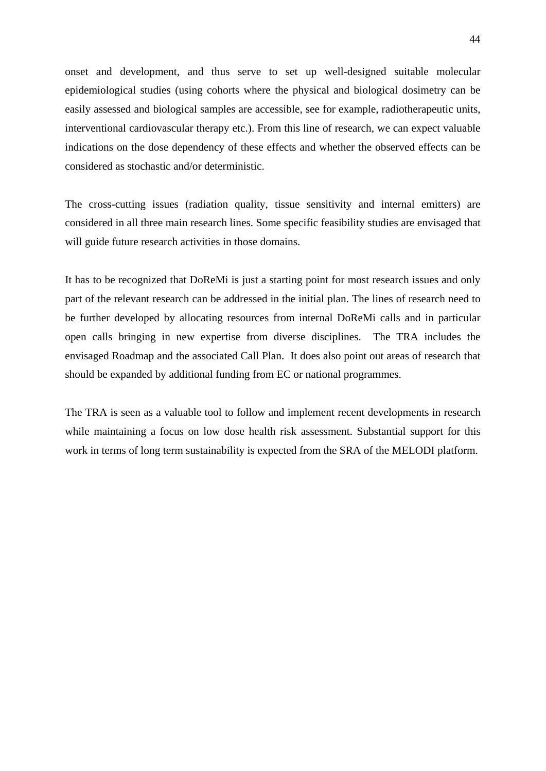onset and development, and thus serve to set up well-designed suitable molecular epidemiological studies (using cohorts where the physical and biological dosimetry can be easily assessed and biological samples are accessible, see for example, radiotherapeutic units, interventional cardiovascular therapy etc.). From this line of research, we can expect valuable indications on the dose dependency of these effects and whether the observed effects can be considered as stochastic and/or deterministic.

The cross-cutting issues (radiation quality, tissue sensitivity and internal emitters) are considered in all three main research lines. Some specific feasibility studies are envisaged that will guide future research activities in those domains.

It has to be recognized that DoReMi is just a starting point for most research issues and only part of the relevant research can be addressed in the initial plan. The lines of research need to be further developed by allocating resources from internal DoReMi calls and in particular open calls bringing in new expertise from diverse disciplines. The TRA includes the envisaged Roadmap and the associated Call Plan. It does also point out areas of research that should be expanded by additional funding from EC or national programmes.

The TRA is seen as a valuable tool to follow and implement recent developments in research while maintaining a focus on low dose health risk assessment. Substantial support for this work in terms of long term sustainability is expected from the SRA of the MELODI platform.